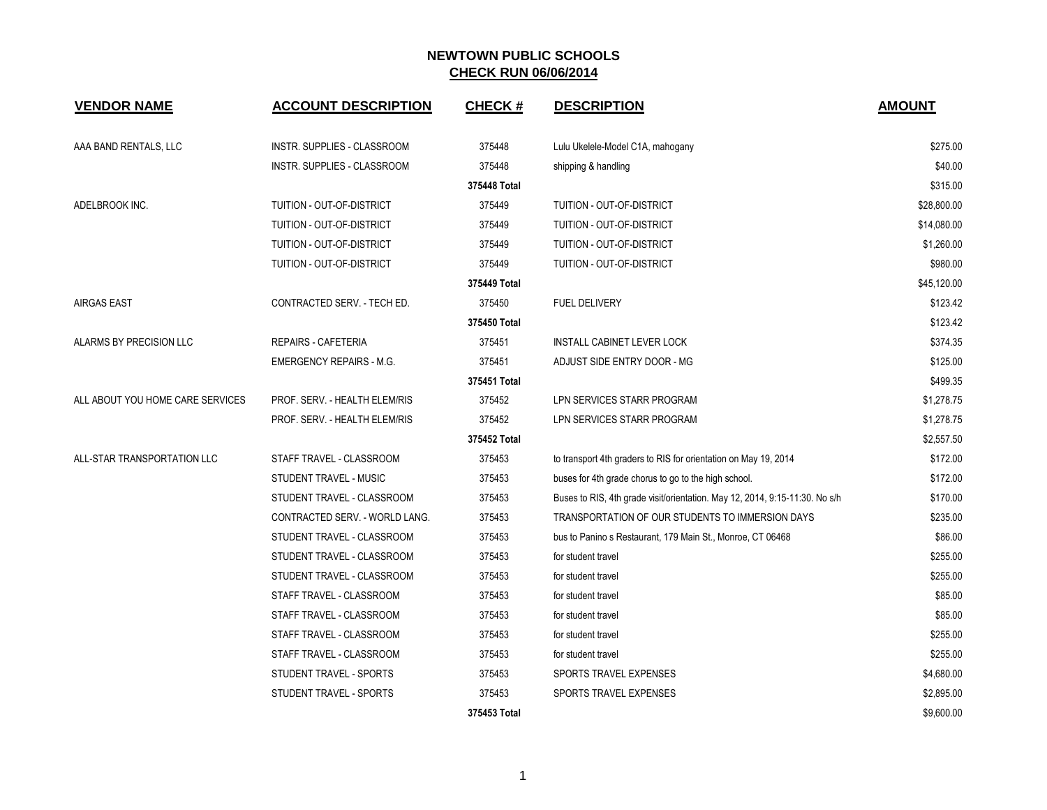# NEWTOWN PUBLIC SCHOOLS

## CHECK RUN 06/06/2014

| VENDOR NAME | ACCOUNT DESCRIPTION | CHECK # | DESCRIPTION | AMOUNT |
|---|---|---|---|---|
| AAA BAND RENTALS, LLC | INSTR. SUPPLIES - CLASSROOM | 375448 | Lulu Ukelele-Model C1A, mahogany | $275.00 |
| | INSTR. SUPPLIES - CLASSROOM | 375448 | shipping & handling | $40.00 |
| | | **375448 Total** | | $315.00 |
| ADELBROOK INC. | TUITION - OUT-OF-DISTRICT | 375449 | TUITION - OUT-OF-DISTRICT | $28,800.00 |
| | TUITION - OUT-OF-DISTRICT | 375449 | TUITION - OUT-OF-DISTRICT | $14,080.00 |
| | TUITION - OUT-OF-DISTRICT | 375449 | TUITION - OUT-OF-DISTRICT | $1,260.00 |
| | TUITION - OUT-OF-DISTRICT | 375449 | TUITION - OUT-OF-DISTRICT | $980.00 |
| | | **375449 Total** | | $45,120.00 |
| AIRGAS EAST | CONTRACTED SERV. - TECH ED. | 375450 | FUEL DELIVERY | $123.42 |
| | | **375450 Total** | | $123.42 |
| ALARMS BY PRECISION LLC | REPAIRS - CAFETERIA | 375451 | INSTALL CABINET LEVER LOCK | $374.35 |
| | EMERGENCY REPAIRS - M.G. | 375451 | ADJUST SIDE ENTRY DOOR - MG | $125.00 |
| | | **375451 Total** | | $499.35 |
| ALL ABOUT YOU HOME CARE SERVICES | PROF. SERV. - HEALTH ELEM/RIS | 375452 | LPN SERVICES STARR PROGRAM | $1,278.75 |
| | PROF. SERV. - HEALTH ELEM/RIS | 375452 | LPN SERVICES STARR PROGRAM | $1,278.75 |
| | | **375452 Total** | | $2,557.50 |
| ALL-STAR TRANSPORTATION LLC | STAFF TRAVEL - CLASSROOM | 375453 | to transport 4th graders to RIS for orientation on May 19, 2014 | $172.00 |
| | STUDENT TRAVEL - MUSIC | 375453 | buses for 4th grade chorus to go to the high school. | $172.00 |
| | STUDENT TRAVEL - CLASSROOM | 375453 | Buses to RIS, 4th grade visit/orientation. May 12, 2014, 9:15-11:30. No s/h | $170.00 |
| | CONTRACTED SERV. - WORLD LANG. | 375453 | TRANSPORTATION OF OUR STUDENTS TO IMMERSION DAYS | $235.00 |
| | STUDENT TRAVEL - CLASSROOM | 375453 | bus to Panino s Restaurant, 179 Main St., Monroe, CT 06468 | $86.00 |
| | STUDENT TRAVEL - CLASSROOM | 375453 | for student travel | $255.00 |
| | STUDENT TRAVEL - CLASSROOM | 375453 | for student travel | $255.00 |
| | STAFF TRAVEL - CLASSROOM | 375453 | for student travel | $85.00 |
| | STAFF TRAVEL - CLASSROOM | 375453 | for student travel | $85.00 |
| | STAFF TRAVEL - CLASSROOM | 375453 | for student travel | $255.00 |
| | STAFF TRAVEL - CLASSROOM | 375453 | for student travel | $255.00 |
| | STUDENT TRAVEL - SPORTS | 375453 | SPORTS TRAVEL EXPENSES | $4,680.00 |
| | STUDENT TRAVEL - SPORTS | 375453 | SPORTS TRAVEL EXPENSES | $2,895.00 |
| | | **375453 Total** | | $9,600.00 |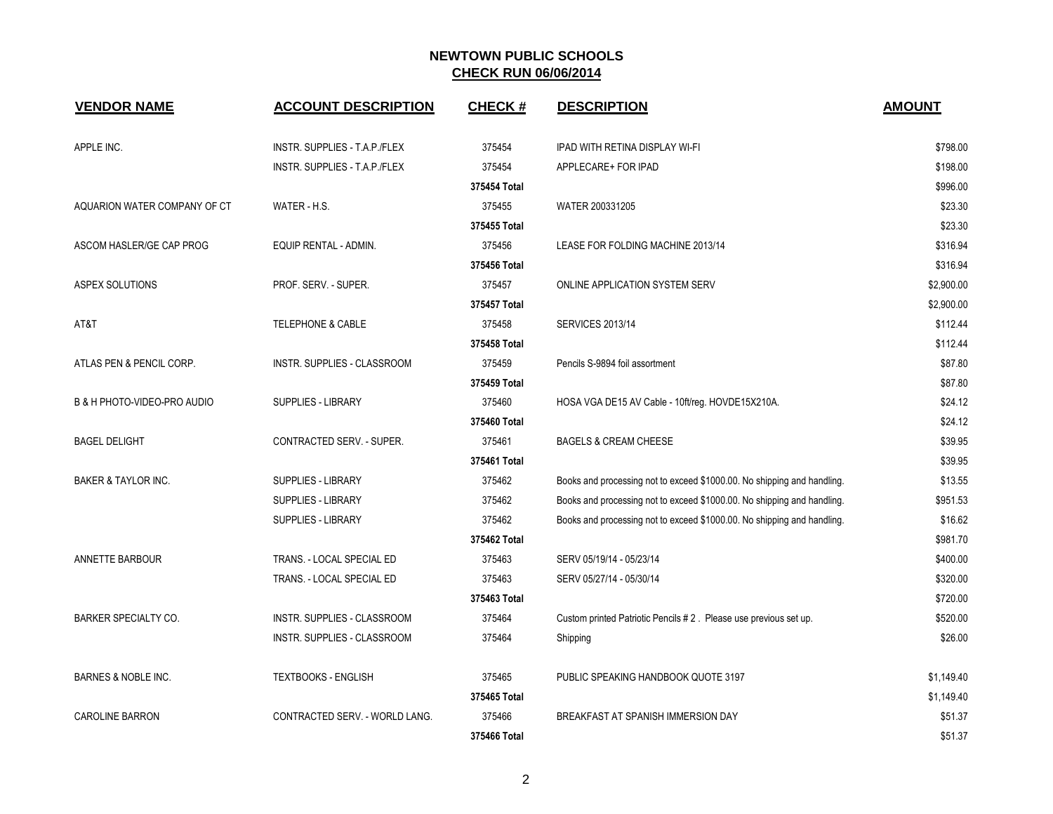# NEWTOWN PUBLIC SCHOOLS

## CHECK RUN 06/06/2014

| VENDOR NAME | ACCOUNT DESCRIPTION | CHECK # | DESCRIPTION | AMOUNT |
|---|---|---|---|---|
| APPLE INC. | INSTR. SUPPLIES - T.A.P./FLEX | 375454 | IPAD WITH RETINA DISPLAY WI-FI | $798.00 |
| | INSTR. SUPPLIES - T.A.P./FLEX | 375454 | APPLECARE+ FOR IPAD | $198.00 |
| | | 375454 Total | | $996.00 |
| AQUARION WATER COMPANY OF CT | WATER - H.S. | 375455 | WATER 200331205 | $23.30 |
| | | 375455 Total | | $23.30 |
| ASCOM HASLER/GE CAP PROG | EQUIP RENTAL - ADMIN. | 375456 | LEASE FOR FOLDING MACHINE 2013/14 | $316.94 |
| | | 375456 Total | | $316.94 |
| ASPEX SOLUTIONS | PROF. SERV. - SUPER. | 375457 | ONLINE APPLICATION SYSTEM SERV | $2,900.00 |
| | | 375457 Total | | $2,900.00 |
| AT&T | TELEPHONE & CABLE | 375458 | SERVICES 2013/14 | $112.44 |
| | | 375458 Total | | $112.44 |
| ATLAS PEN & PENCIL CORP. | INSTR. SUPPLIES - CLASSROOM | 375459 | Pencils S-9894 foil assortment | $87.80 |
| | | 375459 Total | | $87.80 |
| B & H PHOTO-VIDEO-PRO AUDIO | SUPPLIES - LIBRARY | 375460 | HOSA VGA DE15 AV Cable - 10ft/reg. HOVDE15X210A. | $24.12 |
| | | 375460 Total | | $24.12 |
| BAGEL DELIGHT | CONTRACTED SERV. - SUPER. | 375461 | BAGELS & CREAM CHEESE | $39.95 |
| | | 375461 Total | | $39.95 |
| BAKER & TAYLOR INC. | SUPPLIES - LIBRARY | 375462 | Books and processing not to exceed $1000.00. No shipping and handling. | $13.55 |
| | SUPPLIES - LIBRARY | 375462 | Books and processing not to exceed $1000.00. No shipping and handling. | $951.53 |
| | SUPPLIES - LIBRARY | 375462 | Books and processing not to exceed $1000.00. No shipping and handling. | $16.62 |
| | | 375462 Total | | $981.70 |
| ANNETTE BARBOUR | TRANS. - LOCAL SPECIAL ED | 375463 | SERV 05/19/14 - 05/23/14 | $400.00 |
| | TRANS. - LOCAL SPECIAL ED | 375463 | SERV 05/27/14 - 05/30/14 | $320.00 |
| | | 375463 Total | | $720.00 |
| BARKER SPECIALTY CO. | INSTR. SUPPLIES - CLASSROOM | 375464 | Custom printed Patriotic Pencils # 2 . Please use previous set up. | $520.00 |
| | INSTR. SUPPLIES - CLASSROOM | 375464 | Shipping | $26.00 |
| BARNES & NOBLE INC. | TEXTBOOKS - ENGLISH | 375465 | PUBLIC SPEAKING HANDBOOK QUOTE 3197 | $1,149.40 |
| | | 375465 Total | | $1,149.40 |
| CAROLINE BARRON | CONTRACTED SERV. - WORLD LANG. | 375466 | BREAKFAST AT SPANISH IMMERSION DAY | $51.37 |
| | | 375466 Total | | $51.37 |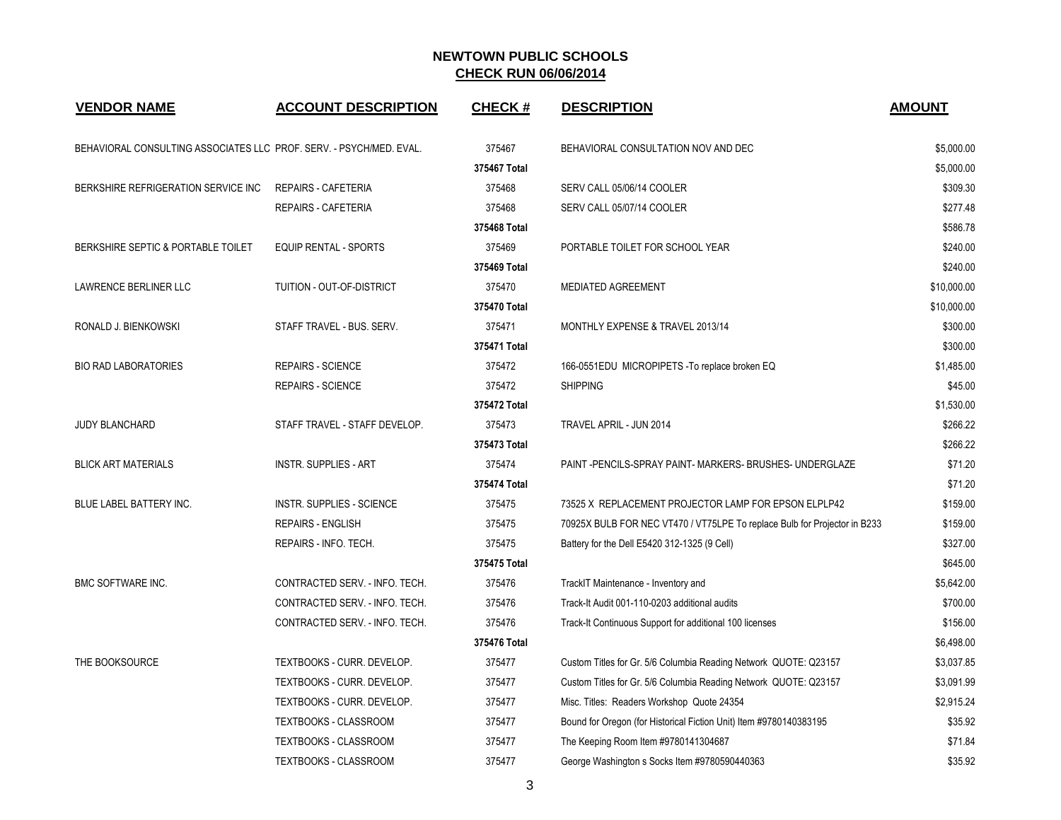# NEWTOWN PUBLIC SCHOOLS
## CHECK RUN 06/06/2014

| VENDOR NAME | ACCOUNT DESCRIPTION | CHECK # | DESCRIPTION | AMOUNT |
|---|---|---|---|---|
| BEHAVIORAL CONSULTING ASSOCIATES LLC | PROF. SERV. - PSYCH/MED. EVAL. | 375467 | BEHAVIORAL CONSULTATION NOV AND DEC | $5,000.00 |
| | | **375467 Total** | | $5,000.00 |
| BERKSHIRE REFRIGERATION SERVICE INC | REPAIRS - CAFETERIA | 375468 | SERV CALL 05/06/14 COOLER | $309.30 |
| | REPAIRS - CAFETERIA | 375468 | SERV CALL 05/07/14 COOLER | $277.48 |
| | | **375468 Total** | | $586.78 |
| BERKSHIRE SEPTIC & PORTABLE TOILET | EQUIP RENTAL - SPORTS | 375469 | PORTABLE TOILET FOR SCHOOL YEAR | $240.00 |
| | | **375469 Total** | | $240.00 |
| LAWRENCE BERLINER LLC | TUITION - OUT-OF-DISTRICT | 375470 | MEDIATED AGREEMENT | $10,000.00 |
| | | **375470 Total** | | $10,000.00 |
| RONALD J. BIENKOWSKI | STAFF TRAVEL - BUS. SERV. | 375471 | MONTHLY EXPENSE & TRAVEL 2013/14 | $300.00 |
| | | **375471 Total** | | $300.00 |
| BIO RAD LABORATORIES | REPAIRS - SCIENCE | 375472 | 166-0551EDU MICROPIPETS -To replace broken EQ | $1,485.00 |
| | REPAIRS - SCIENCE | 375472 | SHIPPING | $45.00 |
| | | **375472 Total** | | $1,530.00 |
| JUDY BLANCHARD | STAFF TRAVEL - STAFF DEVELOP. | 375473 | TRAVEL APRIL - JUN 2014 | $266.22 |
| | | **375473 Total** | | $266.22 |
| BLICK ART MATERIALS | INSTR. SUPPLIES - ART | 375474 | PAINT -PENCILS-SPRAY PAINT- MARKERS- BRUSHES- UNDERGLAZE | $71.20 |
| | | **375474 Total** | | $71.20 |
| BLUE LABEL BATTERY INC. | INSTR. SUPPLIES - SCIENCE | 375475 | 73525 X REPLACEMENT PROJECTOR LAMP FOR EPSON ELPLP42 | $159.00 |
| | REPAIRS - ENGLISH | 375475 | 70925X BULB FOR NEC VT470 / VT75LPE To replace Bulb for Projector in B233 | $159.00 |
| | REPAIRS - INFO. TECH. | 375475 | Battery for the Dell E5420 312-1325 (9 Cell) | $327.00 |
| | | **375475 Total** | | $645.00 |
| BMC SOFTWARE INC. | CONTRACTED SERV. - INFO. TECH. | 375476 | TrackIT Maintenance - Inventory and | $5,642.00 |
| | CONTRACTED SERV. - INFO. TECH. | 375476 | Track-It Audit 001-110-0203 additional audits | $700.00 |
| | CONTRACTED SERV. - INFO. TECH. | 375476 | Track-It Continuous Support for additional 100 licenses | $156.00 |
| | | **375476 Total** | | $6,498.00 |
| THE BOOKSOURCE | TEXTBOOKS - CURR. DEVELOP. | 375477 | Custom Titles for Gr. 5/6 Columbia Reading Network QUOTE: Q23157 | $3,037.85 |
| | TEXTBOOKS - CURR. DEVELOP. | 375477 | Custom Titles for Gr. 5/6 Columbia Reading Network QUOTE: Q23157 | $3,091.99 |
| | TEXTBOOKS - CURR. DEVELOP. | 375477 | Misc. Titles: Readers Workshop Quote 24354 | $2,915.24 |
| | TEXTBOOKS - CLASSROOM | 375477 | Bound for Oregon (for Historical Fiction Unit) Item #9780140383195 | $35.92 |
| | TEXTBOOKS - CLASSROOM | 375477 | The Keeping Room Item #9780141304687 | $71.84 |
| | TEXTBOOKS - CLASSROOM | 375477 | George Washington s Socks Item #9780590440363 | $35.92 |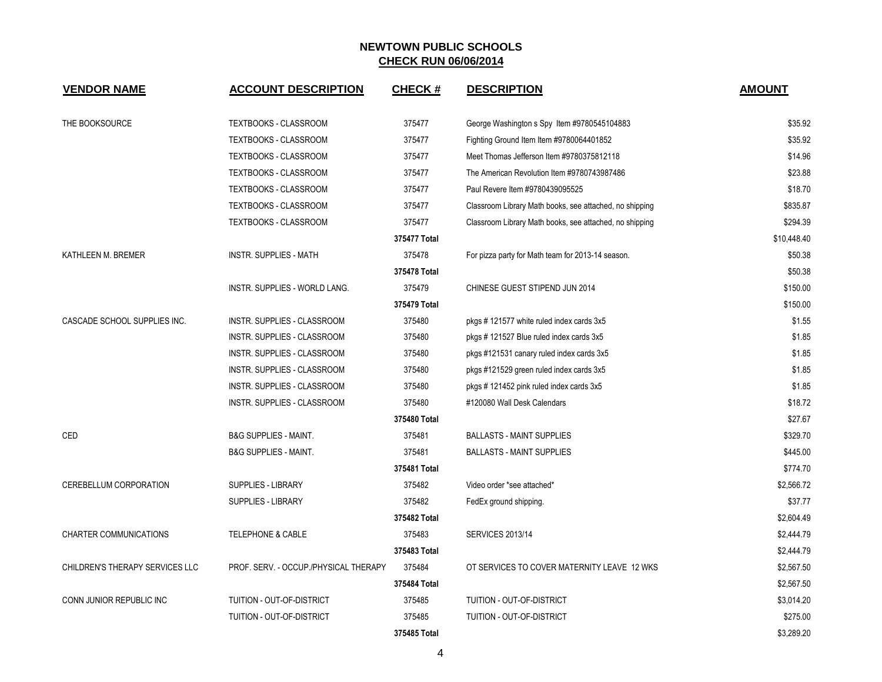# NEWTOWN PUBLIC SCHOOLS

## CHECK RUN 06/06/2014

| VENDOR NAME | ACCOUNT DESCRIPTION | CHECK # | DESCRIPTION | AMOUNT |
|---|---|---|---|---|
| THE BOOKSOURCE | TEXTBOOKS - CLASSROOM | 375477 | George Washington s Spy Item #9780545104883 | $35.92 |
| | TEXTBOOKS - CLASSROOM | 375477 | Fighting Ground Item Item #9780064401852 | $35.92 |
| | TEXTBOOKS - CLASSROOM | 375477 | Meet Thomas Jefferson Item #9780375812118 | $14.96 |
| | TEXTBOOKS - CLASSROOM | 375477 | The American Revolution Item #9780743987486 | $23.88 |
| | TEXTBOOKS - CLASSROOM | 375477 | Paul Revere Item #9780439095525 | $18.70 |
| | TEXTBOOKS - CLASSROOM | 375477 | Classroom Library Math books, see attached, no shipping | $835.87 |
| | TEXTBOOKS - CLASSROOM | 375477 | Classroom Library Math books, see attached, no shipping | $294.39 |
| | | **375477 Total** | | $10,448.40 |
| KATHLEEN M. BREMER | INSTR. SUPPLIES - MATH | 375478 | For pizza party for Math team for 2013-14 season. | $50.38 |
| | | **375478 Total** | | $50.38 |
| | INSTR. SUPPLIES - WORLD LANG. | 375479 | CHINESE GUEST STIPEND JUN 2014 | $150.00 |
| | | **375479 Total** | | $150.00 |
| CASCADE SCHOOL SUPPLIES INC. | INSTR. SUPPLIES - CLASSROOM | 375480 | pkgs # 121577 white ruled index cards 3x5 | $1.55 |
| | INSTR. SUPPLIES - CLASSROOM | 375480 | pkgs # 121527 Blue ruled index cards 3x5 | $1.85 |
| | INSTR. SUPPLIES - CLASSROOM | 375480 | pkgs #121531 canary ruled index cards 3x5 | $1.85 |
| | INSTR. SUPPLIES - CLASSROOM | 375480 | pkgs #121529 green ruled index cards 3x5 | $1.85 |
| | INSTR. SUPPLIES - CLASSROOM | 375480 | pkgs # 121452 pink ruled index cards 3x5 | $1.85 |
| | INSTR. SUPPLIES - CLASSROOM | 375480 | #120080 Wall Desk Calendars | $18.72 |
| | | **375480 Total** | | $27.67 |
| CED | B&G SUPPLIES - MAINT. | 375481 | BALLASTS - MAINT SUPPLIES | $329.70 |
| | B&G SUPPLIES - MAINT. | 375481 | BALLASTS - MAINT SUPPLIES | $445.00 |
| | | **375481 Total** | | $774.70 |
| CEREBELLUM CORPORATION | SUPPLIES - LIBRARY | 375482 | Video order *see attached* | $2,566.72 |
| | SUPPLIES - LIBRARY | 375482 | FedEx ground shipping. | $37.77 |
| | | **375482 Total** | | $2,604.49 |
| CHARTER COMMUNICATIONS | TELEPHONE & CABLE | 375483 | SERVICES 2013/14 | $2,444.79 |
| | | **375483 Total** | | $2,444.79 |
| CHILDREN'S THERAPY SERVICES LLC | PROF. SERV. - OCCUP./PHYSICAL THERAPY | 375484 | OT SERVICES TO COVER MATERNITY LEAVE 12 WKS | $2,567.50 |
| | | **375484 Total** | | $2,567.50 |
| CONN JUNIOR REPUBLIC INC | TUITION - OUT-OF-DISTRICT | 375485 | TUITION - OUT-OF-DISTRICT | $3,014.20 |
| | TUITION - OUT-OF-DISTRICT | 375485 | TUITION - OUT-OF-DISTRICT | $275.00 |
| | | **375485 Total** | | $3,289.20 |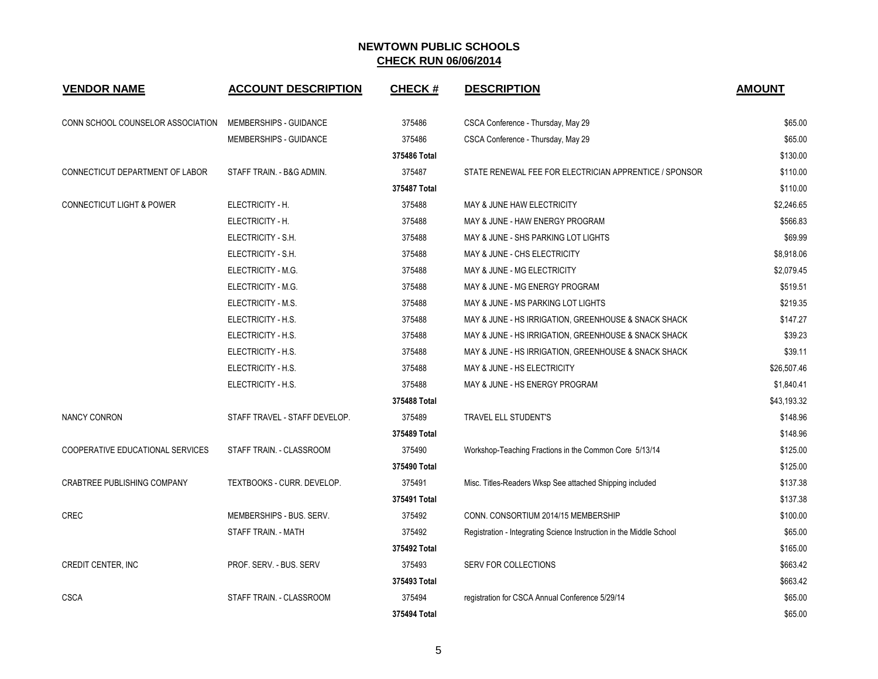## NEWTOWN PUBLIC SCHOOLS
## CHECK RUN 06/06/2014

| VENDOR NAME | ACCOUNT DESCRIPTION | CHECK # | DESCRIPTION | AMOUNT |
|---|---|---|---|---|
| CONN SCHOOL COUNSELOR ASSOCIATION | MEMBERSHIPS - GUIDANCE | 375486 | CSCA Conference - Thursday, May 29 | $65.00 |
| | MEMBERSHIPS - GUIDANCE | 375486 | CSCA Conference - Thursday, May 29 | $65.00 |
| | | 375486 Total | | $130.00 |
| CONNECTICUT DEPARTMENT OF LABOR | STAFF TRAIN. - B&G ADMIN. | 375487 | STATE RENEWAL FEE FOR ELECTRICIAN APPRENTICE / SPONSOR | $110.00 |
| | | 375487 Total | | $110.00 |
| CONNECTICUT LIGHT & POWER | ELECTRICITY - H. | 375488 | MAY & JUNE HAW ELECTRICITY | $2,246.65 |
| | ELECTRICITY - H. | 375488 | MAY & JUNE - HAW ENERGY PROGRAM | $566.83 |
| | ELECTRICITY - S.H. | 375488 | MAY & JUNE - SHS PARKING LOT LIGHTS | $69.99 |
| | ELECTRICITY - S.H. | 375488 | MAY & JUNE - CHS ELECTRICITY | $8,918.06 |
| | ELECTRICITY - M.G. | 375488 | MAY & JUNE - MG ELECTRICITY | $2,079.45 |
| | ELECTRICITY - M.G. | 375488 | MAY & JUNE - MG ENERGY PROGRAM | $519.51 |
| | ELECTRICITY - M.S. | 375488 | MAY & JUNE - MS PARKING LOT LIGHTS | $219.35 |
| | ELECTRICITY - H.S. | 375488 | MAY & JUNE - HS IRRIGATION, GREENHOUSE & SNACK SHACK | $147.27 |
| | ELECTRICITY - H.S. | 375488 | MAY & JUNE - HS IRRIGATION, GREENHOUSE & SNACK SHACK | $39.23 |
| | ELECTRICITY - H.S. | 375488 | MAY & JUNE - HS IRRIGATION, GREENHOUSE & SNACK SHACK | $39.11 |
| | ELECTRICITY - H.S. | 375488 | MAY & JUNE - HS ELECTRICITY | $26,507.46 |
| | ELECTRICITY - H.S. | 375488 | MAY & JUNE - HS ENERGY PROGRAM | $1,840.41 |
| | | 375488 Total | | $43,193.32 |
| NANCY CONRON | STAFF TRAVEL - STAFF DEVELOP. | 375489 | TRAVEL ELL STUDENT'S | $148.96 |
| | | 375489 Total | | $148.96 |
| COOPERATIVE EDUCATIONAL SERVICES | STAFF TRAIN. - CLASSROOM | 375490 | Workshop-Teaching Fractions in the Common Core 5/13/14 | $125.00 |
| | | 375490 Total | | $125.00 |
| CRABTREE PUBLISHING COMPANY | TEXTBOOKS - CURR. DEVELOP. | 375491 | Misc. Titles-Readers Wksp See attached Shipping included | $137.38 |
| | | 375491 Total | | $137.38 |
| CREC | MEMBERSHIPS - BUS. SERV. | 375492 | CONN. CONSORTIUM 2014/15 MEMBERSHIP | $100.00 |
| | STAFF TRAIN. - MATH | 375492 | Registration - Integrating Science Instruction in the Middle School | $65.00 |
| | | 375492 Total | | $165.00 |
| CREDIT CENTER, INC | PROF. SERV. - BUS. SERV | 375493 | SERV FOR COLLECTIONS | $663.42 |
| | | 375493 Total | | $663.42 |
| CSCA | STAFF TRAIN. - CLASSROOM | 375494 | registration for CSCA Annual Conference 5/29/14 | $65.00 |
| | | 375494 Total | | $65.00 |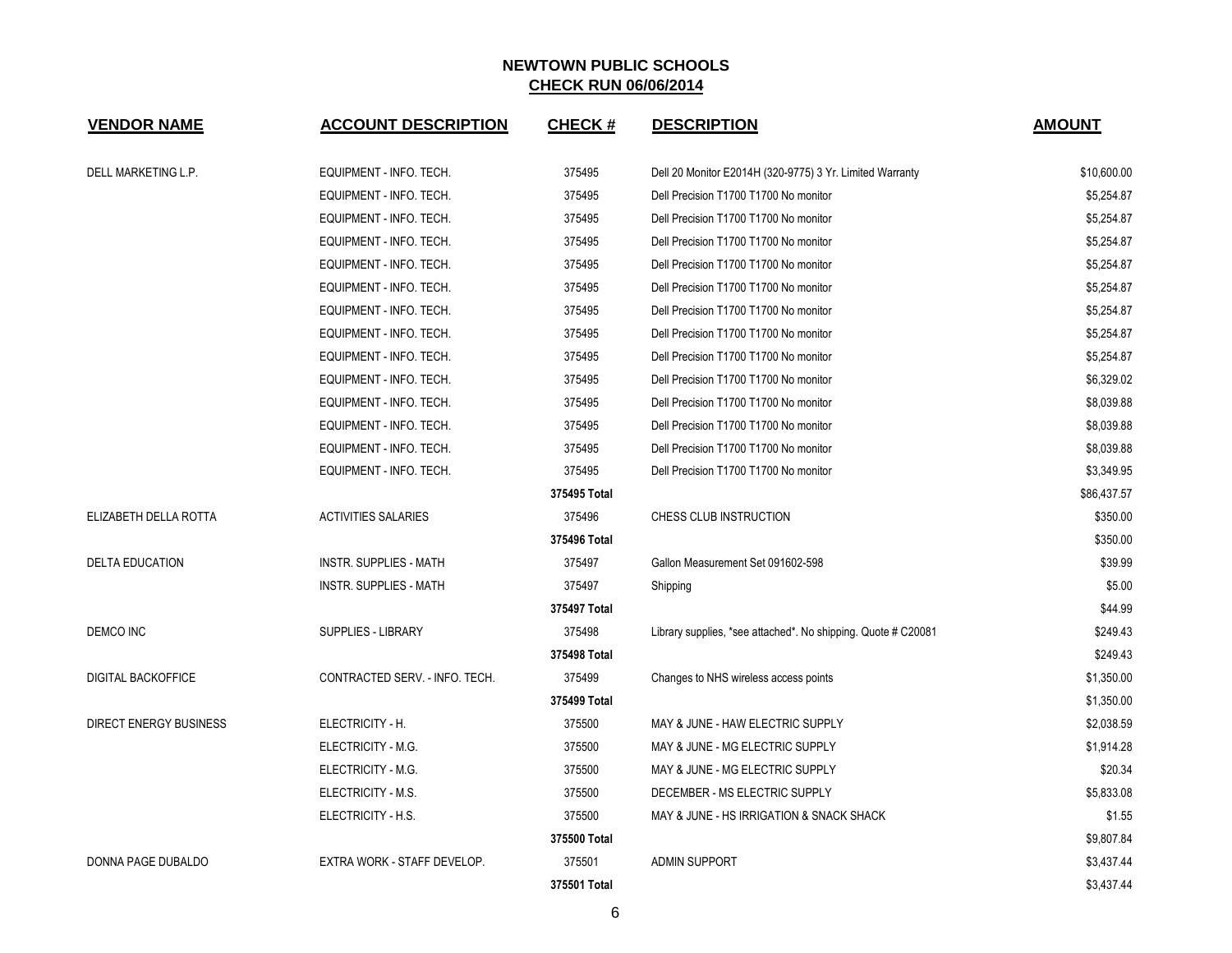# NEWTOWN PUBLIC SCHOOLS

## CHECK RUN 06/06/2014

| VENDOR NAME | ACCOUNT DESCRIPTION | CHECK # | DESCRIPTION | AMOUNT |
|---|---|---|---|---|
| DELL MARKETING L.P. | EQUIPMENT - INFO. TECH. | 375495 | Dell 20 Monitor E2014H (320-9775) 3 Yr. Limited Warranty | $10,600.00 |
| | EQUIPMENT - INFO. TECH. | 375495 | Dell Precision T1700 T1700 No monitor | $5,254.87 |
| | EQUIPMENT - INFO. TECH. | 375495 | Dell Precision T1700 T1700 No monitor | $5,254.87 |
| | EQUIPMENT - INFO. TECH. | 375495 | Dell Precision T1700 T1700 No monitor | $5,254.87 |
| | EQUIPMENT - INFO. TECH. | 375495 | Dell Precision T1700 T1700 No monitor | $5,254.87 |
| | EQUIPMENT - INFO. TECH. | 375495 | Dell Precision T1700 T1700 No monitor | $5,254.87 |
| | EQUIPMENT - INFO. TECH. | 375495 | Dell Precision T1700 T1700 No monitor | $5,254.87 |
| | EQUIPMENT - INFO. TECH. | 375495 | Dell Precision T1700 T1700 No monitor | $5,254.87 |
| | EQUIPMENT - INFO. TECH. | 375495 | Dell Precision T1700 T1700 No monitor | $5,254.87 |
| | EQUIPMENT - INFO. TECH. | 375495 | Dell Precision T1700 T1700 No monitor | $6,329.02 |
| | EQUIPMENT - INFO. TECH. | 375495 | Dell Precision T1700 T1700 No monitor | $8,039.88 |
| | EQUIPMENT - INFO. TECH. | 375495 | Dell Precision T1700 T1700 No monitor | $8,039.88 |
| | EQUIPMENT - INFO. TECH. | 375495 | Dell Precision T1700 T1700 No monitor | $8,039.88 |
| | EQUIPMENT - INFO. TECH. | 375495 | Dell Precision T1700 T1700 No monitor | $3,349.95 |
| | | **375495 Total** | | $86,437.57 |
| ELIZABETH DELLA ROTTA | ACTIVITIES SALARIES | 375496 | CHESS CLUB INSTRUCTION | $350.00 |
| | | **375496 Total** | | $350.00 |
| DELTA EDUCATION | INSTR. SUPPLIES - MATH | 375497 | Gallon Measurement Set 091602-598 | $39.99 |
| | INSTR. SUPPLIES - MATH | 375497 | Shipping | $5.00 |
| | | **375497 Total** | | $44.99 |
| DEMCO INC | SUPPLIES - LIBRARY | 375498 | Library supplies, *see attached*. No shipping. Quote # C20081 | $249.43 |
| | | **375498 Total** | | $249.43 |
| DIGITAL BACKOFFICE | CONTRACTED SERV. - INFO. TECH. | 375499 | Changes to NHS wireless access points | $1,350.00 |
| | | **375499 Total** | | $1,350.00 |
| DIRECT ENERGY BUSINESS | ELECTRICITY - H. | 375500 | MAY & JUNE - HAW ELECTRIC SUPPLY | $2,038.59 |
| | ELECTRICITY - M.G. | 375500 | MAY & JUNE - MG ELECTRIC SUPPLY | $1,914.28 |
| | ELECTRICITY - M.G. | 375500 | MAY & JUNE - MG ELECTRIC SUPPLY | $20.34 |
| | ELECTRICITY - M.S. | 375500 | DECEMBER - MS ELECTRIC SUPPLY | $5,833.08 |
| | ELECTRICITY - H.S. | 375500 | MAY & JUNE - HS IRRIGATION & SNACK SHACK | $1.55 |
| | | **375500 Total** | | $9,807.84 |
| DONNA PAGE DUBALDO | EXTRA WORK - STAFF DEVELOP. | 375501 | ADMIN SUPPORT | $3,437.44 |
| | | **375501 Total** | | $3,437.44 |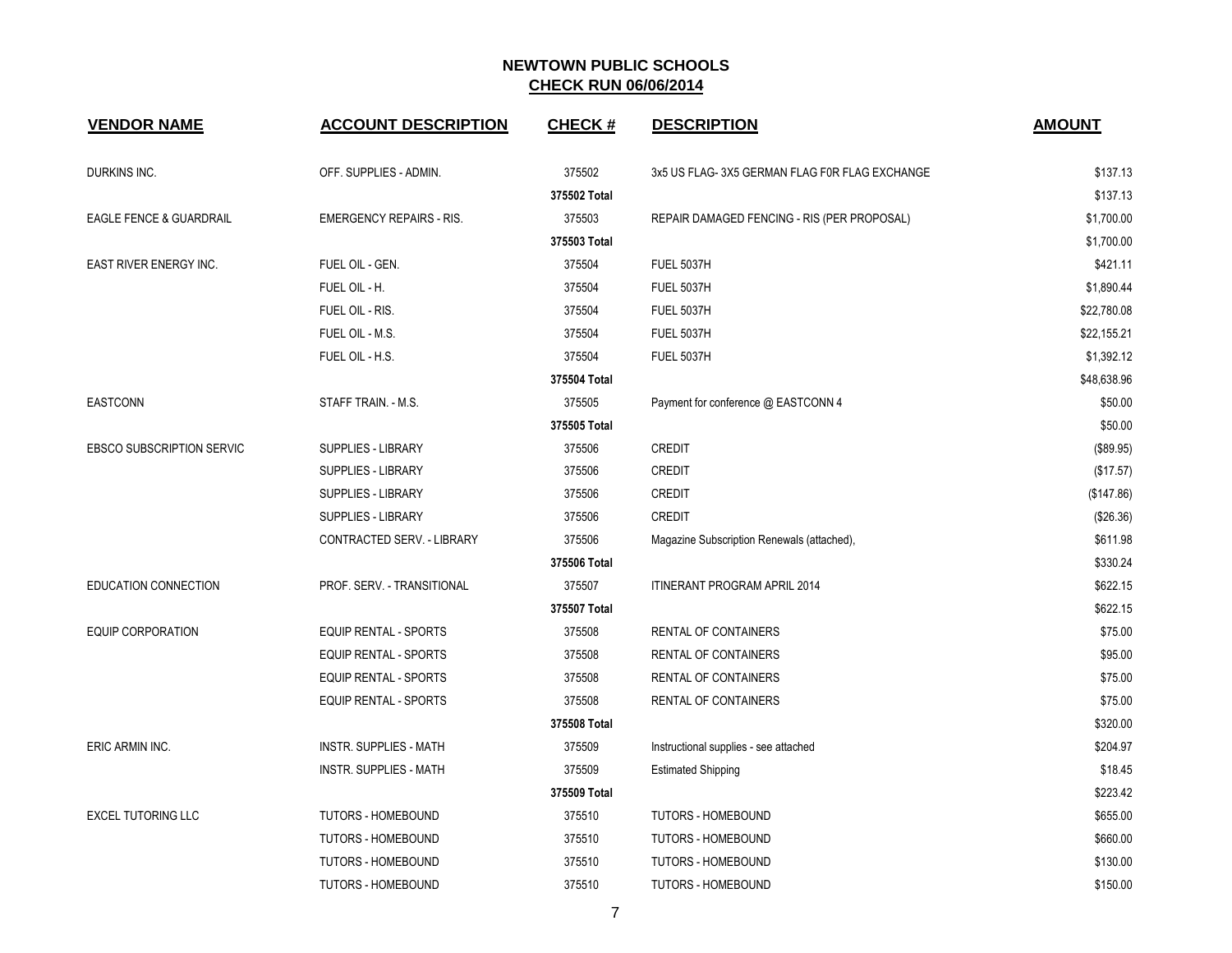## NEWTOWN PUBLIC SCHOOLS

**CHECK RUN 06/06/2014**

| VENDOR NAME | ACCOUNT DESCRIPTION | CHECK # | DESCRIPTION | AMOUNT |
|---|---|---|---|---|
| DURKINS INC. | OFF. SUPPLIES - ADMIN. | 375502 | 3x5 US FLAG- 3X5 GERMAN FLAG F0R FLAG EXCHANGE | $137.13 |
| | | **375502 Total** | | $137.13 |
| EAGLE FENCE & GUARDRAIL | EMERGENCY REPAIRS - RIS. | 375503 | REPAIR DAMAGED FENCING - RIS (PER PROPOSAL) | $1,700.00 |
| | | **375503 Total** | | $1,700.00 |
| EAST RIVER ENERGY INC. | FUEL OIL - GEN. | 375504 | FUEL 5037H | $421.11 |
| | FUEL OIL - H. | 375504 | FUEL 5037H | $1,890.44 |
| | FUEL OIL - RIS. | 375504 | FUEL 5037H | $22,780.08 |
| | FUEL OIL - M.S. | 375504 | FUEL 5037H | $22,155.21 |
| | FUEL OIL - H.S. | 375504 | FUEL 5037H | $1,392.12 |
| | | **375504 Total** | | $48,638.96 |
| EASTCONN | STAFF TRAIN. - M.S. | 375505 | Payment for conference @ EASTCONN 4 | $50.00 |
| | | **375505 Total** | | $50.00 |
| EBSCO SUBSCRIPTION SERVIC | SUPPLIES - LIBRARY | 375506 | CREDIT | ($89.95) |
| | SUPPLIES - LIBRARY | 375506 | CREDIT | ($17.57) |
| | SUPPLIES - LIBRARY | 375506 | CREDIT | ($147.86) |
| | SUPPLIES - LIBRARY | 375506 | CREDIT | ($26.36) |
| | CONTRACTED SERV. - LIBRARY | 375506 | Magazine Subscription Renewals (attached), | $611.98 |
| | | **375506 Total** | | $330.24 |
| EDUCATION CONNECTION | PROF. SERV. - TRANSITIONAL | 375507 | ITINERANT PROGRAM APRIL 2014 | $622.15 |
| | | **375507 Total** | | $622.15 |
| EQUIP CORPORATION | EQUIP RENTAL - SPORTS | 375508 | RENTAL OF CONTAINERS | $75.00 |
| | EQUIP RENTAL - SPORTS | 375508 | RENTAL OF CONTAINERS | $95.00 |
| | EQUIP RENTAL - SPORTS | 375508 | RENTAL OF CONTAINERS | $75.00 |
| | EQUIP RENTAL - SPORTS | 375508 | RENTAL OF CONTAINERS | $75.00 |
| | | **375508 Total** | | $320.00 |
| ERIC ARMIN INC. | INSTR. SUPPLIES - MATH | 375509 | Instructional supplies - see attached | $204.97 |
| | INSTR. SUPPLIES - MATH | 375509 | Estimated Shipping | $18.45 |
| | | **375509 Total** | | $223.42 |
| EXCEL TUTORING LLC | TUTORS - HOMEBOUND | 375510 | TUTORS - HOMEBOUND | $655.00 |
| | TUTORS - HOMEBOUND | 375510 | TUTORS - HOMEBOUND | $660.00 |
| | TUTORS - HOMEBOUND | 375510 | TUTORS - HOMEBOUND | $130.00 |
| | TUTORS - HOMEBOUND | 375510 | TUTORS - HOMEBOUND | $150.00 |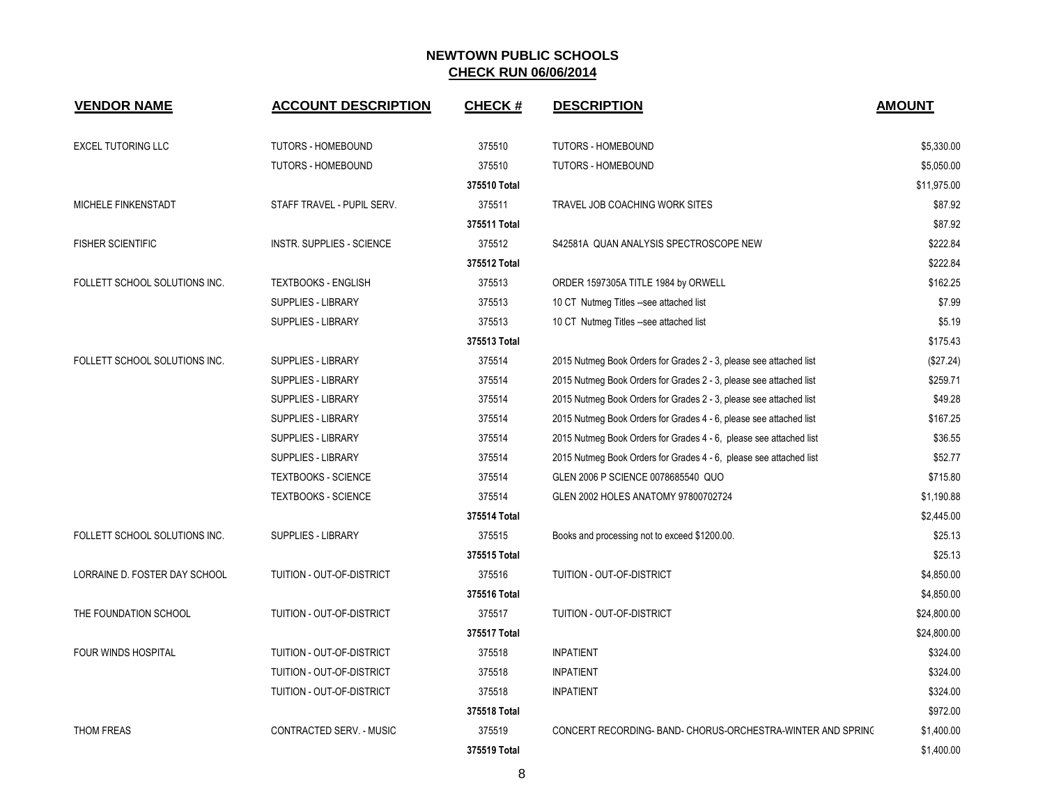# NEWTOWN PUBLIC SCHOOLS

## CHECK RUN 06/06/2014

| VENDOR NAME | ACCOUNT DESCRIPTION | CHECK # | DESCRIPTION | AMOUNT |
|---|---|---|---|---|
| EXCEL TUTORING LLC | TUTORS - HOMEBOUND | 375510 | TUTORS - HOMEBOUND | $5,330.00 |
| | TUTORS - HOMEBOUND | 375510 | TUTORS - HOMEBOUND | $5,050.00 |
| | | 375510 Total | | $11,975.00 |
| MICHELE FINKENSTADT | STAFF TRAVEL - PUPIL SERV. | 375511 | TRAVEL JOB COACHING WORK SITES | $87.92 |
| | | 375511 Total | | $87.92 |
| FISHER SCIENTIFIC | INSTR. SUPPLIES - SCIENCE | 375512 | S42581A QUAN ANALYSIS SPECTROSCOPE NEW | $222.84 |
| | | 375512 Total | | $222.84 |
| FOLLETT SCHOOL SOLUTIONS INC. | TEXTBOOKS - ENGLISH | 375513 | ORDER 1597305A TITLE 1984 by ORWELL | $162.25 |
| | SUPPLIES - LIBRARY | 375513 | 10 CT Nutmeg Titles --see attached list | $7.99 |
| | SUPPLIES - LIBRARY | 375513 | 10 CT Nutmeg Titles --see attached list | $5.19 |
| | | 375513 Total | | $175.43 |
| FOLLETT SCHOOL SOLUTIONS INC. | SUPPLIES - LIBRARY | 375514 | 2015 Nutmeg Book Orders for Grades 2 - 3, please see attached list | ($27.24) |
| | SUPPLIES - LIBRARY | 375514 | 2015 Nutmeg Book Orders for Grades 2 - 3, please see attached list | $259.71 |
| | SUPPLIES - LIBRARY | 375514 | 2015 Nutmeg Book Orders for Grades 2 - 3, please see attached list | $49.28 |
| | SUPPLIES - LIBRARY | 375514 | 2015 Nutmeg Book Orders for Grades 4 - 6, please see attached list | $167.25 |
| | SUPPLIES - LIBRARY | 375514 | 2015 Nutmeg Book Orders for Grades 4 - 6, please see attached list | $36.55 |
| | SUPPLIES - LIBRARY | 375514 | 2015 Nutmeg Book Orders for Grades 4 - 6, please see attached list | $52.77 |
| | TEXTBOOKS - SCIENCE | 375514 | GLEN 2006 P SCIENCE 0078685540 QUO | $715.80 |
| | TEXTBOOKS - SCIENCE | 375514 | GLEN 2002 HOLES ANATOMY 97800702724 | $1,190.88 |
| | | 375514 Total | | $2,445.00 |
| FOLLETT SCHOOL SOLUTIONS INC. | SUPPLIES - LIBRARY | 375515 | Books and processing not to exceed $1200.00. | $25.13 |
| | | 375515 Total | | $25.13 |
| LORRAINE D. FOSTER DAY SCHOOL | TUITION - OUT-OF-DISTRICT | 375516 | TUITION - OUT-OF-DISTRICT | $4,850.00 |
| | | 375516 Total | | $4,850.00 |
| THE FOUNDATION SCHOOL | TUITION - OUT-OF-DISTRICT | 375517 | TUITION - OUT-OF-DISTRICT | $24,800.00 |
| | | 375517 Total | | $24,800.00 |
| FOUR WINDS HOSPITAL | TUITION - OUT-OF-DISTRICT | 375518 | INPATIENT | $324.00 |
| | TUITION - OUT-OF-DISTRICT | 375518 | INPATIENT | $324.00 |
| | TUITION - OUT-OF-DISTRICT | 375518 | INPATIENT | $324.00 |
| | | 375518 Total | | $972.00 |
| THOM FREAS | CONTRACTED SERV. - MUSIC | 375519 | CONCERT RECORDING- BAND- CHORUS-ORCHESTRA-WINTER AND SPRING | $1,400.00 |
| | | 375519 Total | | $1,400.00 |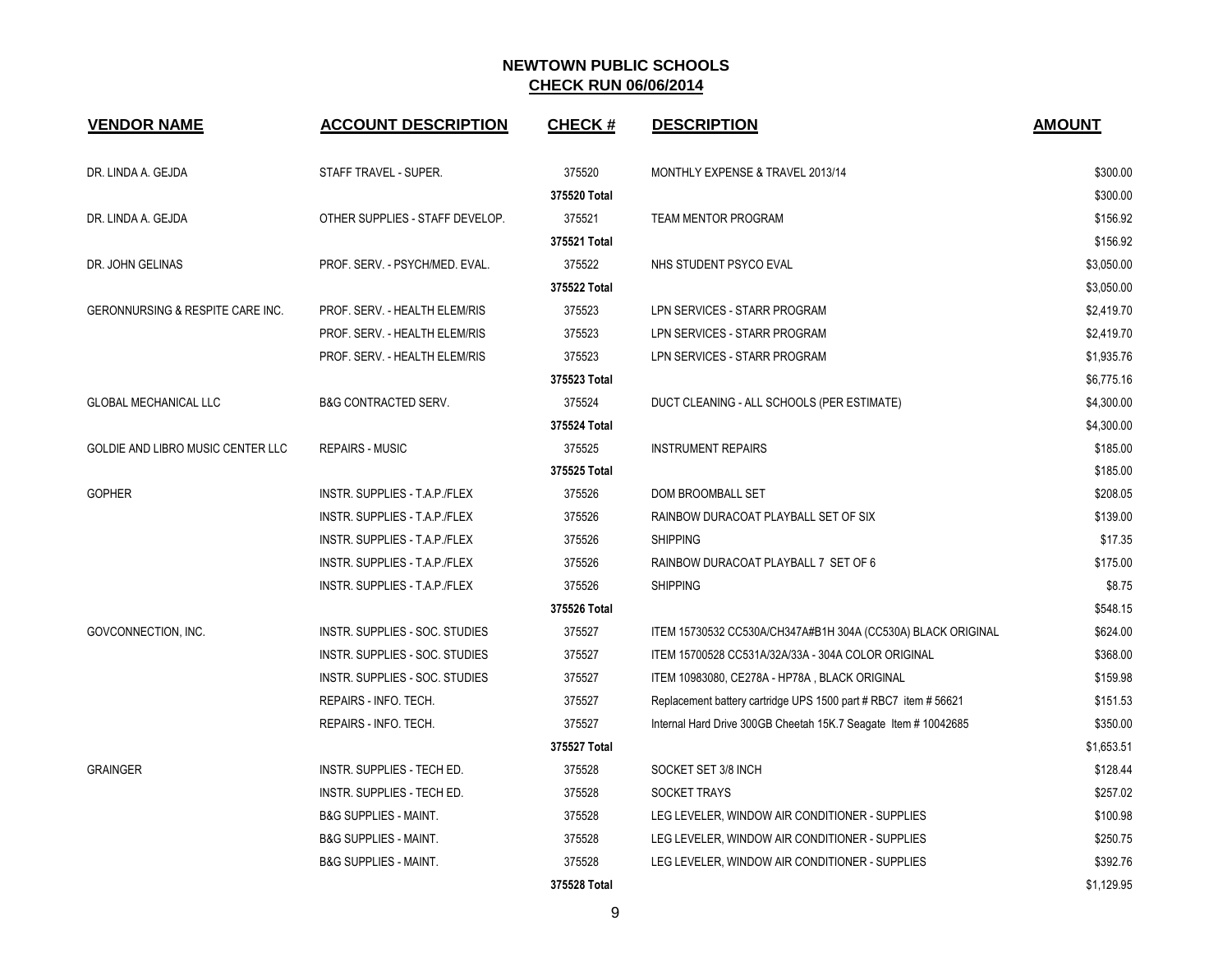## NEWTOWN PUBLIC SCHOOLS
## CHECK RUN 06/06/2014

| VENDOR NAME | ACCOUNT DESCRIPTION | CHECK # | DESCRIPTION | AMOUNT |
|---|---|---|---|---|
| DR. LINDA A. GEJDA | STAFF TRAVEL - SUPER. | 375520 | MONTHLY EXPENSE & TRAVEL 2013/14 | $300.00 |
| | | 375520 Total | | $300.00 |
| DR. LINDA A. GEJDA | OTHER SUPPLIES - STAFF DEVELOP. | 375521 | TEAM MENTOR PROGRAM | $156.92 |
| | | 375521 Total | | $156.92 |
| DR. JOHN GELINAS | PROF. SERV. - PSYCH/MED. EVAL. | 375522 | NHS STUDENT PSYCO EVAL | $3,050.00 |
| | | 375522 Total | | $3,050.00 |
| GERONNURSING & RESPITE CARE INC. | PROF. SERV. - HEALTH ELEM/RIS | 375523 | LPN SERVICES - STARR PROGRAM | $2,419.70 |
| | PROF. SERV. - HEALTH ELEM/RIS | 375523 | LPN SERVICES - STARR PROGRAM | $2,419.70 |
| | PROF. SERV. - HEALTH ELEM/RIS | 375523 | LPN SERVICES - STARR PROGRAM | $1,935.76 |
| | | 375523 Total | | $6,775.16 |
| GLOBAL MECHANICAL LLC | B&G CONTRACTED SERV. | 375524 | DUCT CLEANING - ALL SCHOOLS (PER ESTIMATE) | $4,300.00 |
| | | 375524 Total | | $4,300.00 |
| GOLDIE AND LIBRO MUSIC CENTER LLC | REPAIRS - MUSIC | 375525 | INSTRUMENT REPAIRS | $185.00 |
| | | 375525 Total | | $185.00 |
| GOPHER | INSTR. SUPPLIES - T.A.P./FLEX | 375526 | DOM BROOMBALL SET | $208.05 |
| | INSTR. SUPPLIES - T.A.P./FLEX | 375526 | RAINBOW DURACOAT PLAYBALL SET OF SIX | $139.00 |
| | INSTR. SUPPLIES - T.A.P./FLEX | 375526 | SHIPPING | $17.35 |
| | INSTR. SUPPLIES - T.A.P./FLEX | 375526 | RAINBOW DURACOAT PLAYBALL 7 SET OF 6 | $175.00 |
| | INSTR. SUPPLIES - T.A.P./FLEX | 375526 | SHIPPING | $8.75 |
| | | 375526 Total | | $548.15 |
| GOVCONNECTION, INC. | INSTR. SUPPLIES - SOC. STUDIES | 375527 | ITEM 15730532 CC530A/CH347A#B1H 304A (CC530A) BLACK ORIGINAL | $624.00 |
| | INSTR. SUPPLIES - SOC. STUDIES | 375527 | ITEM 15700528 CC531A/32A/33A - 304A COLOR ORIGINAL | $368.00 |
| | INSTR. SUPPLIES - SOC. STUDIES | 375527 | ITEM 10983080, CE278A - HP78A , BLACK ORIGINAL | $159.98 |
| | REPAIRS - INFO. TECH. | 375527 | Replacement battery cartridge UPS 1500 part # RBC7 item # 56621 | $151.53 |
| | REPAIRS - INFO. TECH. | 375527 | Internal Hard Drive 300GB Cheetah 15K.7 Seagate Item # 10042685 | $350.00 |
| | | 375527 Total | | $1,653.51 |
| GRAINGER | INSTR. SUPPLIES - TECH ED. | 375528 | SOCKET SET 3/8 INCH | $128.44 |
| | INSTR. SUPPLIES - TECH ED. | 375528 | SOCKET TRAYS | $257.02 |
| | B&G SUPPLIES - MAINT. | 375528 | LEG LEVELER, WINDOW AIR CONDITIONER - SUPPLIES | $100.98 |
| | B&G SUPPLIES - MAINT. | 375528 | LEG LEVELER, WINDOW AIR CONDITIONER - SUPPLIES | $250.75 |
| | B&G SUPPLIES - MAINT. | 375528 | LEG LEVELER, WINDOW AIR CONDITIONER - SUPPLIES | $392.76 |
| | | 375528 Total | | $1,129.95 |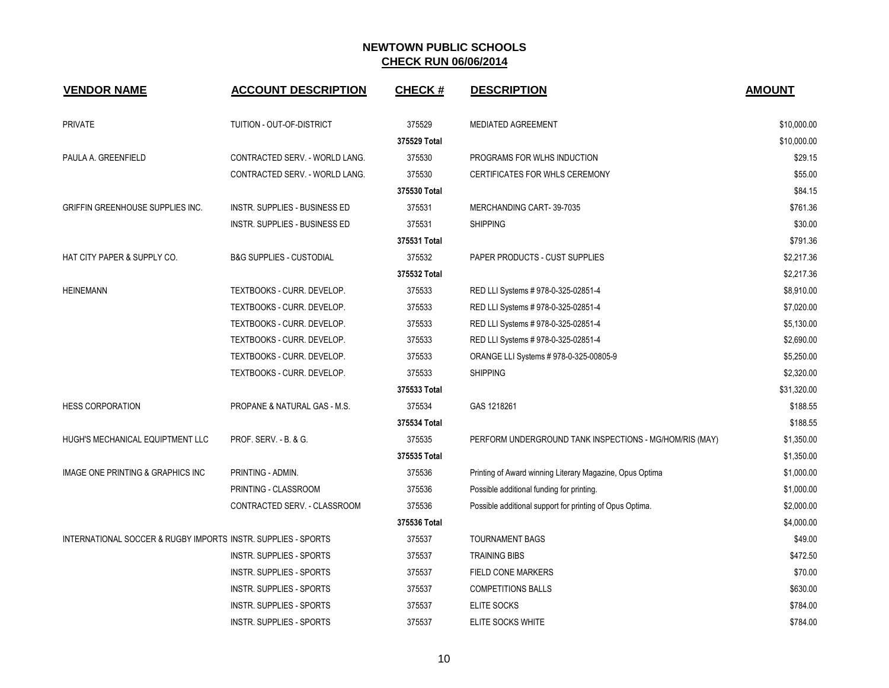# NEWTOWN PUBLIC SCHOOLS

## CHECK RUN 06/06/2014

| VENDOR NAME | ACCOUNT DESCRIPTION | CHECK # | DESCRIPTION | AMOUNT |
|---|---|---|---|---|
| PRIVATE | TUITION - OUT-OF-DISTRICT | 375529 | MEDIATED AGREEMENT | $10,000.00 |
| | | **375529 Total** | | $10,000.00 |
| PAULA A. GREENFIELD | CONTRACTED SERV. - WORLD LANG. | 375530 | PROGRAMS FOR WLHS INDUCTION | $29.15 |
| | CONTRACTED SERV. - WORLD LANG. | 375530 | CERTIFICATES FOR WHLS CEREMONY | $55.00 |
| | | **375530 Total** | | $84.15 |
| GRIFFIN GREENHOUSE SUPPLIES INC. | INSTR. SUPPLIES - BUSINESS ED | 375531 | MERCHANDING CART- 39-7035 | $761.36 |
| | INSTR. SUPPLIES - BUSINESS ED | 375531 | SHIPPING | $30.00 |
| | | **375531 Total** | | $791.36 |
| HAT CITY PAPER & SUPPLY CO. | B&G SUPPLIES - CUSTODIAL | 375532 | PAPER PRODUCTS - CUST SUPPLIES | $2,217.36 |
| | | **375532 Total** | | $2,217.36 |
| HEINEMANN | TEXTBOOKS - CURR. DEVELOP. | 375533 | RED LLI Systems # 978-0-325-02851-4 | $8,910.00 |
| | TEXTBOOKS - CURR. DEVELOP. | 375533 | RED LLI Systems # 978-0-325-02851-4 | $7,020.00 |
| | TEXTBOOKS - CURR. DEVELOP. | 375533 | RED LLI Systems # 978-0-325-02851-4 | $5,130.00 |
| | TEXTBOOKS - CURR. DEVELOP. | 375533 | RED LLI Systems # 978-0-325-02851-4 | $2,690.00 |
| | TEXTBOOKS - CURR. DEVELOP. | 375533 | ORANGE LLI Systems # 978-0-325-00805-9 | $5,250.00 |
| | TEXTBOOKS - CURR. DEVELOP. | 375533 | SHIPPING | $2,320.00 |
| | | **375533 Total** | | $31,320.00 |
| HESS CORPORATION | PROPANE & NATURAL GAS - M.S. | 375534 | GAS 1218261 | $188.55 |
| | | **375534 Total** | | $188.55 |
| HUGH'S MECHANICAL EQUIPTMENT LLC | PROF. SERV. - B. & G. | 375535 | PERFORM UNDERGROUND TANK INSPECTIONS - MG/HOM/RIS (MAY) | $1,350.00 |
| | | **375535 Total** | | $1,350.00 |
| IMAGE ONE PRINTING & GRAPHICS INC | PRINTING - ADMIN. | 375536 | Printing of Award winning Literary Magazine, Opus Optima | $1,000.00 |
| | PRINTING - CLASSROOM | 375536 | Possible additional funding for printing. | $1,000.00 |
| | CONTRACTED SERV. - CLASSROOM | 375536 | Possible additional support for printing of Opus Optima. | $2,000.00 |
| | | **375536 Total** | | $4,000.00 |
| INTERNATIONAL SOCCER & RUGBY IMPORTS | INSTR. SUPPLIES - SPORTS | 375537 | TOURNAMENT BAGS | $49.00 |
| | INSTR. SUPPLIES - SPORTS | 375537 | TRAINING BIBS | $472.50 |
| | INSTR. SUPPLIES - SPORTS | 375537 | FIELD CONE MARKERS | $70.00 |
| | INSTR. SUPPLIES - SPORTS | 375537 | COMPETITIONS BALLS | $630.00 |
| | INSTR. SUPPLIES - SPORTS | 375537 | ELITE SOCKS | $784.00 |
| | INSTR. SUPPLIES - SPORTS | 375537 | ELITE SOCKS WHITE | $784.00 |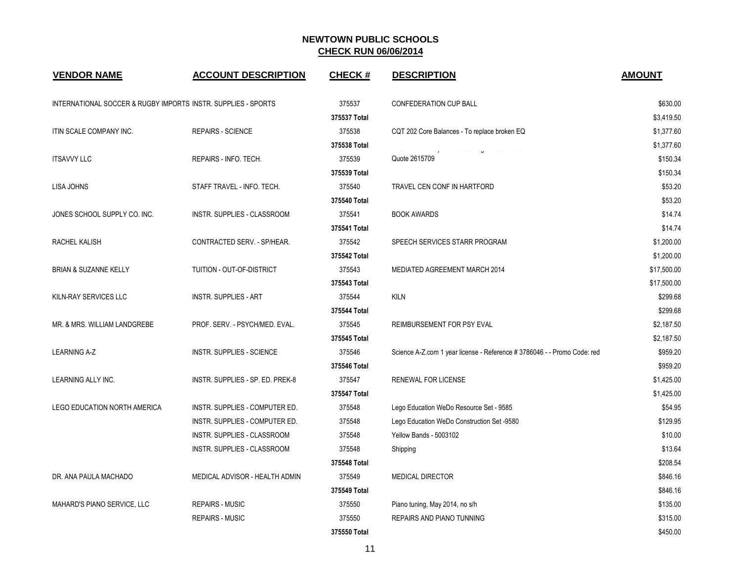## NEWTOWN PUBLIC SCHOOLS
**CHECK RUN 06/06/2014**

| VENDOR NAME | ACCOUNT DESCRIPTION | CHECK # | DESCRIPTION | AMOUNT |
|---|---|---|---|---|
| INTERNATIONAL SOCCER & RUGBY IMPORTS | INSTR. SUPPLIES - SPORTS | 375537 | CONFEDERATION CUP BALL | $630.00 |
| | | 375537 Total | | $3,419.50 |
| ITIN SCALE COMPANY INC. | REPAIRS - SCIENCE | 375538 | CQT 202 Core Balances - To replace broken EQ | $1,377.60 |
| | | 375538 Total | | $1,377.60 |
| ITSAVVY LLC | REPAIRS - INFO. TECH. | 375539 | Quote 2615709 | $150.34 |
| | | 375539 Total | | $150.34 |
| LISA JOHNS | STAFF TRAVEL - INFO. TECH. | 375540 | TRAVEL CEN CONF IN HARTFORD | $53.20 |
| | | 375540 Total | | $53.20 |
| JONES SCHOOL SUPPLY CO. INC. | INSTR. SUPPLIES - CLASSROOM | 375541 | BOOK AWARDS | $14.74 |
| | | 375541 Total | | $14.74 |
| RACHEL KALISH | CONTRACTED SERV. - SP/HEAR. | 375542 | SPEECH SERVICES STARR PROGRAM | $1,200.00 |
| | | 375542 Total | | $1,200.00 |
| BRIAN & SUZANNE KELLY | TUITION - OUT-OF-DISTRICT | 375543 | MEDIATED AGREEMENT MARCH 2014 | $17,500.00 |
| | | 375543 Total | | $17,500.00 |
| KILN-RAY SERVICES LLC | INSTR. SUPPLIES - ART | 375544 | KILN | $299.68 |
| | | 375544 Total | | $299.68 |
| MR. & MRS. WILLIAM LANDGREBE | PROF. SERV. - PSYCH/MED. EVAL. | 375545 | REIMBURSEMENT FOR PSY EVAL | $2,187.50 |
| | | 375545 Total | | $2,187.50 |
| LEARNING A-Z | INSTR. SUPPLIES - SCIENCE | 375546 | Science A-Z.com 1 year license - Reference # 3786046 - - Promo Code: red | $959.20 |
| | | 375546 Total | | $959.20 |
| LEARNING ALLY INC. | INSTR. SUPPLIES - SP. ED. PREK-8 | 375547 | RENEWAL FOR LICENSE | $1,425.00 |
| | | 375547 Total | | $1,425.00 |
| LEGO EDUCATION NORTH AMERICA | INSTR. SUPPLIES - COMPUTER ED. | 375548 | Lego Education WeDo Resource Set - 9585 | $54.95 |
| | INSTR. SUPPLIES - COMPUTER ED. | 375548 | Lego Education WeDo Construction Set -9580 | $129.95 |
| | INSTR. SUPPLIES - CLASSROOM | 375548 | Yellow Bands - 5003102 | $10.00 |
| | INSTR. SUPPLIES - CLASSROOM | 375548 | Shipping | $13.64 |
| | | 375548 Total | | $208.54 |
| DR. ANA PAULA MACHADO | MEDICAL ADVISOR - HEALTH ADMIN | 375549 | MEDICAL DIRECTOR | $846.16 |
| | | 375549 Total | | $846.16 |
| MAHARD'S PIANO SERVICE, LLC | REPAIRS - MUSIC | 375550 | Piano tuning, May 2014, no s/h | $135.00 |
| | REPAIRS - MUSIC | 375550 | REPAIRS AND PIANO TUNNING | $315.00 |
| | | 375550 Total | | $450.00 |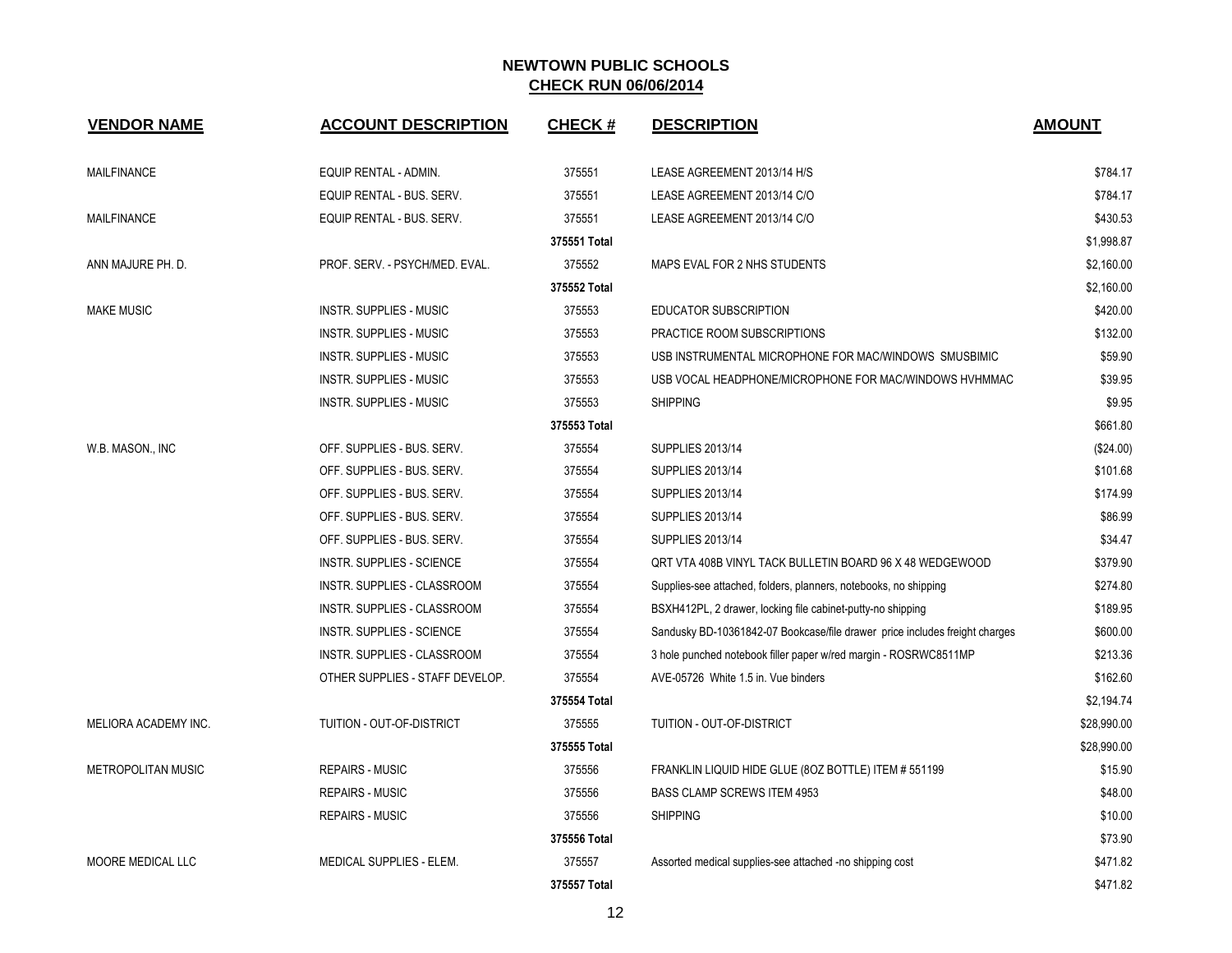# NEWTOWN PUBLIC SCHOOLS

## CHECK RUN 06/06/2014

| VENDOR NAME | ACCOUNT DESCRIPTION | CHECK # | DESCRIPTION | AMOUNT |
|---|---|---|---|---|
| MAILFINANCE | EQUIP RENTAL - ADMIN. | 375551 | LEASE AGREEMENT 2013/14 H/S | $784.17 |
| | EQUIP RENTAL - BUS. SERV. | 375551 | LEASE AGREEMENT 2013/14 C/O | $784.17 |
| MAILFINANCE | EQUIP RENTAL - BUS. SERV. | 375551 | LEASE AGREEMENT 2013/14 C/O | $430.53 |
| | | **375551 Total** | | $1,998.87 |
| ANN MAJURE PH. D. | PROF. SERV. - PSYCH/MED. EVAL. | 375552 | MAPS EVAL FOR 2 NHS STUDENTS | $2,160.00 |
| | | **375552 Total** | | $2,160.00 |
| MAKE MUSIC | INSTR. SUPPLIES - MUSIC | 375553 | EDUCATOR SUBSCRIPTION | $420.00 |
| | INSTR. SUPPLIES - MUSIC | 375553 | PRACTICE ROOM SUBSCRIPTIONS | $132.00 |
| | INSTR. SUPPLIES - MUSIC | 375553 | USB INSTRUMENTAL MICROPHONE FOR MAC/WINDOWS SMUSBIMIC | $59.90 |
| | INSTR. SUPPLIES - MUSIC | 375553 | USB VOCAL HEADPHONE/MICROPHONE FOR MAC/WINDOWS HVHMMAC | $39.95 |
| | INSTR. SUPPLIES - MUSIC | 375553 | SHIPPING | $9.95 |
| | | **375553 Total** | | $661.80 |
| W.B. MASON., INC | OFF. SUPPLIES - BUS. SERV. | 375554 | SUPPLIES 2013/14 | ($24.00) |
| | OFF. SUPPLIES - BUS. SERV. | 375554 | SUPPLIES 2013/14 | $101.68 |
| | OFF. SUPPLIES - BUS. SERV. | 375554 | SUPPLIES 2013/14 | $174.99 |
| | OFF. SUPPLIES - BUS. SERV. | 375554 | SUPPLIES 2013/14 | $86.99 |
| | OFF. SUPPLIES - BUS. SERV. | 375554 | SUPPLIES 2013/14 | $34.47 |
| | INSTR. SUPPLIES - SCIENCE | 375554 | QRT VTA 408B VINYL TACK BULLETIN BOARD 96 X 48 WEDGEWOOD | $379.90 |
| | INSTR. SUPPLIES - CLASSROOM | 375554 | Supplies-see attached, folders, planners, notebooks, no shipping | $274.80 |
| | INSTR. SUPPLIES - CLASSROOM | 375554 | BSXH412PL, 2 drawer, locking file cabinet-putty-no shipping | $189.95 |
| | INSTR. SUPPLIES - SCIENCE | 375554 | Sandusky BD-10361842-07 Bookcase/file drawer price includes freight charges | $600.00 |
| | INSTR. SUPPLIES - CLASSROOM | 375554 | 3 hole punched notebook filler paper w/red margin - ROSRWC8511MP | $213.36 |
| | OTHER SUPPLIES - STAFF DEVELOP. | 375554 | AVE-05726 White 1.5 in. Vue binders | $162.60 |
| | | **375554 Total** | | $2,194.74 |
| MELIORA ACADEMY INC. | TUITION - OUT-OF-DISTRICT | 375555 | TUITION - OUT-OF-DISTRICT | $28,990.00 |
| | | **375555 Total** | | $28,990.00 |
| METROPOLITAN MUSIC | REPAIRS - MUSIC | 375556 | FRANKLIN LIQUID HIDE GLUE (8OZ BOTTLE) ITEM # 551199 | $15.90 |
| | REPAIRS - MUSIC | 375556 | BASS CLAMP SCREWS ITEM 4953 | $48.00 |
| | REPAIRS - MUSIC | 375556 | SHIPPING | $10.00 |
| | | **375556 Total** | | $73.90 |
| MOORE MEDICAL LLC | MEDICAL SUPPLIES - ELEM. | 375557 | Assorted medical supplies-see attached -no shipping cost | $471.82 |
| | | **375557 Total** | | $471.82 |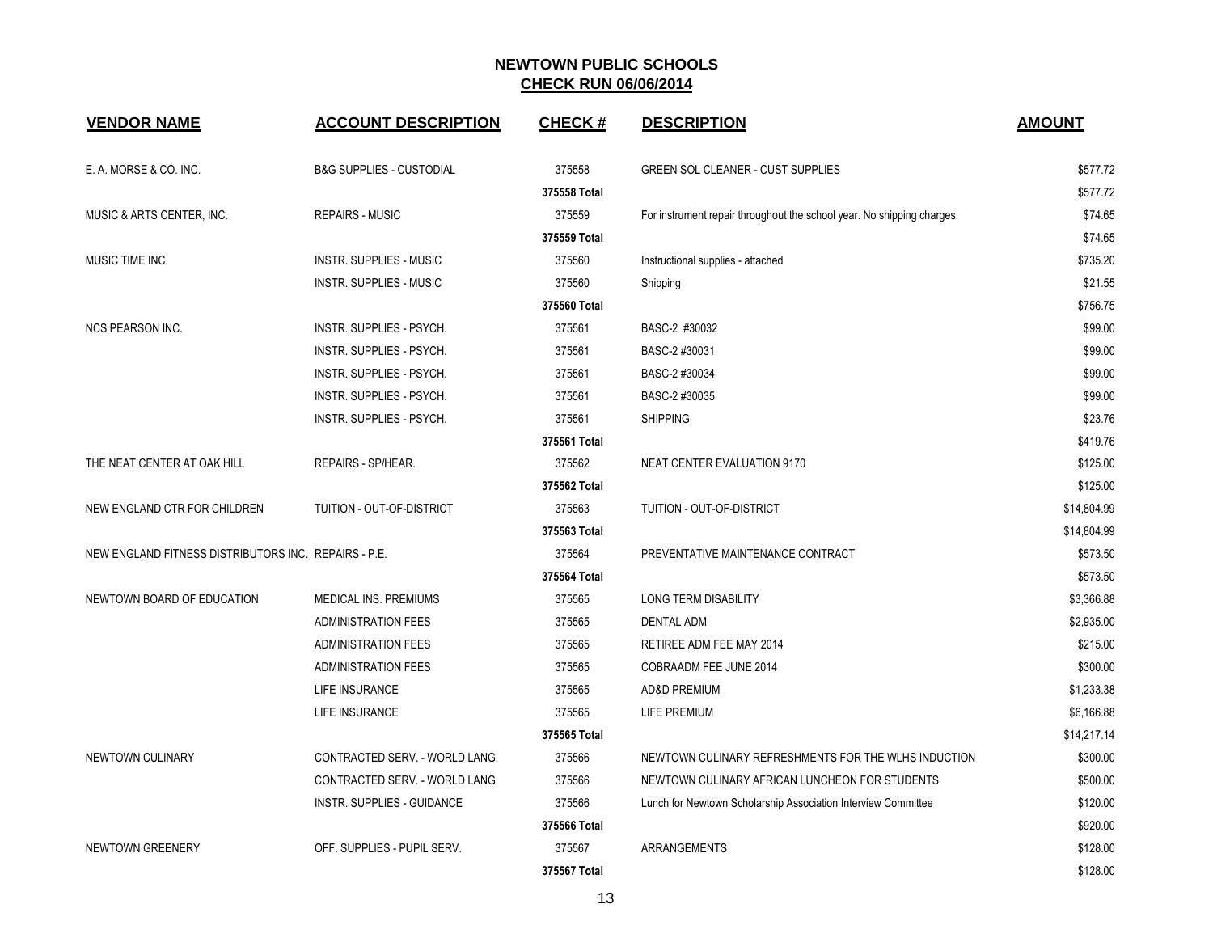# NEWTOWN PUBLIC SCHOOLS

## CHECK RUN 06/06/2014

| VENDOR NAME | ACCOUNT DESCRIPTION | CHECK # | DESCRIPTION | AMOUNT |
|---|---|---|---|---|
| E. A. MORSE & CO. INC. | B&G SUPPLIES - CUSTODIAL | 375558 | GREEN SOL CLEANER - CUST SUPPLIES | $577.72 |
| | | 375558 Total | | $577.72 |
| MUSIC & ARTS CENTER, INC. | REPAIRS - MUSIC | 375559 | For instrument repair throughout the school year. No shipping charges. | $74.65 |
| | | 375559 Total | | $74.65 |
| MUSIC TIME INC. | INSTR. SUPPLIES - MUSIC | 375560 | Instructional supplies - attached | $735.20 |
| | INSTR. SUPPLIES - MUSIC | 375560 | Shipping | $21.55 |
| | | 375560 Total | | $756.75 |
| NCS PEARSON INC. | INSTR. SUPPLIES - PSYCH. | 375561 | BASC-2 #30032 | $99.00 |
| | INSTR. SUPPLIES - PSYCH. | 375561 | BASC-2 #30031 | $99.00 |
| | INSTR. SUPPLIES - PSYCH. | 375561 | BASC-2 #30034 | $99.00 |
| | INSTR. SUPPLIES - PSYCH. | 375561 | BASC-2 #30035 | $99.00 |
| | INSTR. SUPPLIES - PSYCH. | 375561 | SHIPPING | $23.76 |
| | | 375561 Total | | $419.76 |
| THE NEAT CENTER AT OAK HILL | REPAIRS - SP/HEAR. | 375562 | NEAT CENTER EVALUATION 9170 | $125.00 |
| | | 375562 Total | | $125.00 |
| NEW ENGLAND CTR FOR CHILDREN | TUITION - OUT-OF-DISTRICT | 375563 | TUITION - OUT-OF-DISTRICT | $14,804.99 |
| | | 375563 Total | | $14,804.99 |
| NEW ENGLAND FITNESS DISTRIBUTORS INC. | REPAIRS - P.E. | 375564 | PREVENTATIVE MAINTENANCE CONTRACT | $573.50 |
| | | 375564 Total | | $573.50 |
| NEWTOWN BOARD OF EDUCATION | MEDICAL INS. PREMIUMS | 375565 | LONG TERM DISABILITY | $3,366.88 |
| | ADMINISTRATION FEES | 375565 | DENTAL ADM | $2,935.00 |
| | ADMINISTRATION FEES | 375565 | RETIREE ADM FEE MAY 2014 | $215.00 |
| | ADMINISTRATION FEES | 375565 | COBRAADM FEE JUNE 2014 | $300.00 |
| | LIFE INSURANCE | 375565 | AD&D PREMIUM | $1,233.38 |
| | LIFE INSURANCE | 375565 | LIFE PREMIUM | $6,166.88 |
| | | 375565 Total | | $14,217.14 |
| NEWTOWN CULINARY | CONTRACTED SERV. - WORLD LANG. | 375566 | NEWTOWN CULINARY REFRESHMENTS FOR THE WLHS INDUCTION | $300.00 |
| | CONTRACTED SERV. - WORLD LANG. | 375566 | NEWTOWN CULINARY AFRICAN LUNCHEON FOR STUDENTS | $500.00 |
| | INSTR. SUPPLIES - GUIDANCE | 375566 | Lunch for Newtown Scholarship Association Interview Committee | $120.00 |
| | | 375566 Total | | $920.00 |
| NEWTOWN GREENERY | OFF. SUPPLIES - PUPIL SERV. | 375567 | ARRANGEMENTS | $128.00 |
| | | 375567 Total | | $128.00 |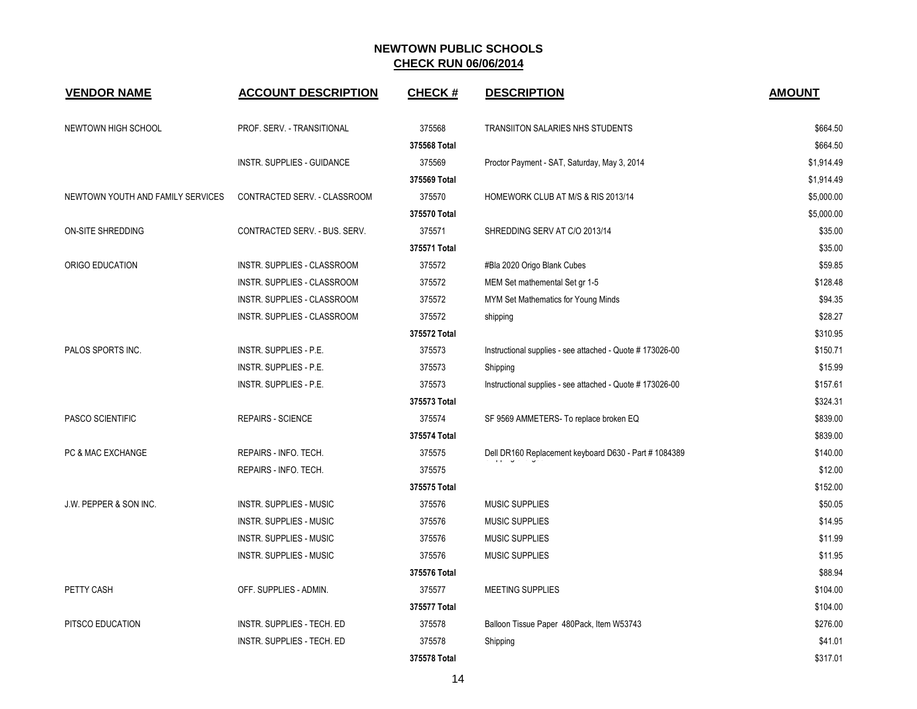# NEWTOWN PUBLIC SCHOOLS

## CHECK RUN 06/06/2014

| VENDOR NAME | ACCOUNT DESCRIPTION | CHECK # | DESCRIPTION | AMOUNT |
|---|---|---|---|---|
| NEWTOWN HIGH SCHOOL | PROF. SERV. - TRANSITIONAL | 375568 | TRANSIITON SALARIES NHS STUDENTS | $664.50 |
| | | 375568 Total | | $664.50 |
| | INSTR. SUPPLIES - GUIDANCE | 375569 | Proctor Payment - SAT, Saturday, May 3, 2014 | $1,914.49 |
| | | 375569 Total | | $1,914.49 |
| NEWTOWN YOUTH AND FAMILY SERVICES | CONTRACTED SERV. - CLASSROOM | 375570 | HOMEWORK CLUB AT M/S & RIS 2013/14 | $5,000.00 |
| | | 375570 Total | | $5,000.00 |
| ON-SITE SHREDDING | CONTRACTED SERV. - BUS. SERV. | 375571 | SHREDDING SERV AT C/O 2013/14 | $35.00 |
| | | 375571 Total | | $35.00 |
| ORIGO EDUCATION | INSTR. SUPPLIES - CLASSROOM | 375572 | #Bla 2020 Origo Blank Cubes | $59.85 |
| | INSTR. SUPPLIES - CLASSROOM | 375572 | MEM Set mathemental Set gr 1-5 | $128.48 |
| | INSTR. SUPPLIES - CLASSROOM | 375572 | MYM Set Mathematics for Young Minds | $94.35 |
| | INSTR. SUPPLIES - CLASSROOM | 375572 | shipping | $28.27 |
| | | 375572 Total | | $310.95 |
| PALOS SPORTS INC. | INSTR. SUPPLIES - P.E. | 375573 | Instructional supplies - see attached - Quote # 173026-00 | $150.71 |
| | INSTR. SUPPLIES - P.E. | 375573 | Shipping | $15.99 |
| | INSTR. SUPPLIES - P.E. | 375573 | Instructional supplies - see attached - Quote # 173026-00 | $157.61 |
| | | 375573 Total | | $324.31 |
| PASCO SCIENTIFIC | REPAIRS - SCIENCE | 375574 | SF 9569 AMMETERS- To replace broken EQ | $839.00 |
| | | 375574 Total | | $839.00 |
| PC & MAC EXCHANGE | REPAIRS - INFO. TECH. | 375575 | Dell DR160 Replacement keyboard D630 - Part # 1084389 | $140.00 |
| | REPAIRS - INFO. TECH. | 375575 | | $12.00 |
| | | 375575 Total | | $152.00 |
| J.W. PEPPER & SON INC. | INSTR. SUPPLIES - MUSIC | 375576 | MUSIC SUPPLIES | $50.05 |
| | INSTR. SUPPLIES - MUSIC | 375576 | MUSIC SUPPLIES | $14.95 |
| | INSTR. SUPPLIES - MUSIC | 375576 | MUSIC SUPPLIES | $11.99 |
| | INSTR. SUPPLIES - MUSIC | 375576 | MUSIC SUPPLIES | $11.95 |
| | | 375576 Total | | $88.94 |
| PETTY CASH | OFF. SUPPLIES - ADMIN. | 375577 | MEETING SUPPLIES | $104.00 |
| | | 375577 Total | | $104.00 |
| PITSCO EDUCATION | INSTR. SUPPLIES - TECH. ED | 375578 | Balloon Tissue Paper 480Pack, Item W53743 | $276.00 |
| | INSTR. SUPPLIES - TECH. ED | 375578 | Shipping | $41.01 |
| | | 375578 Total | | $317.01 |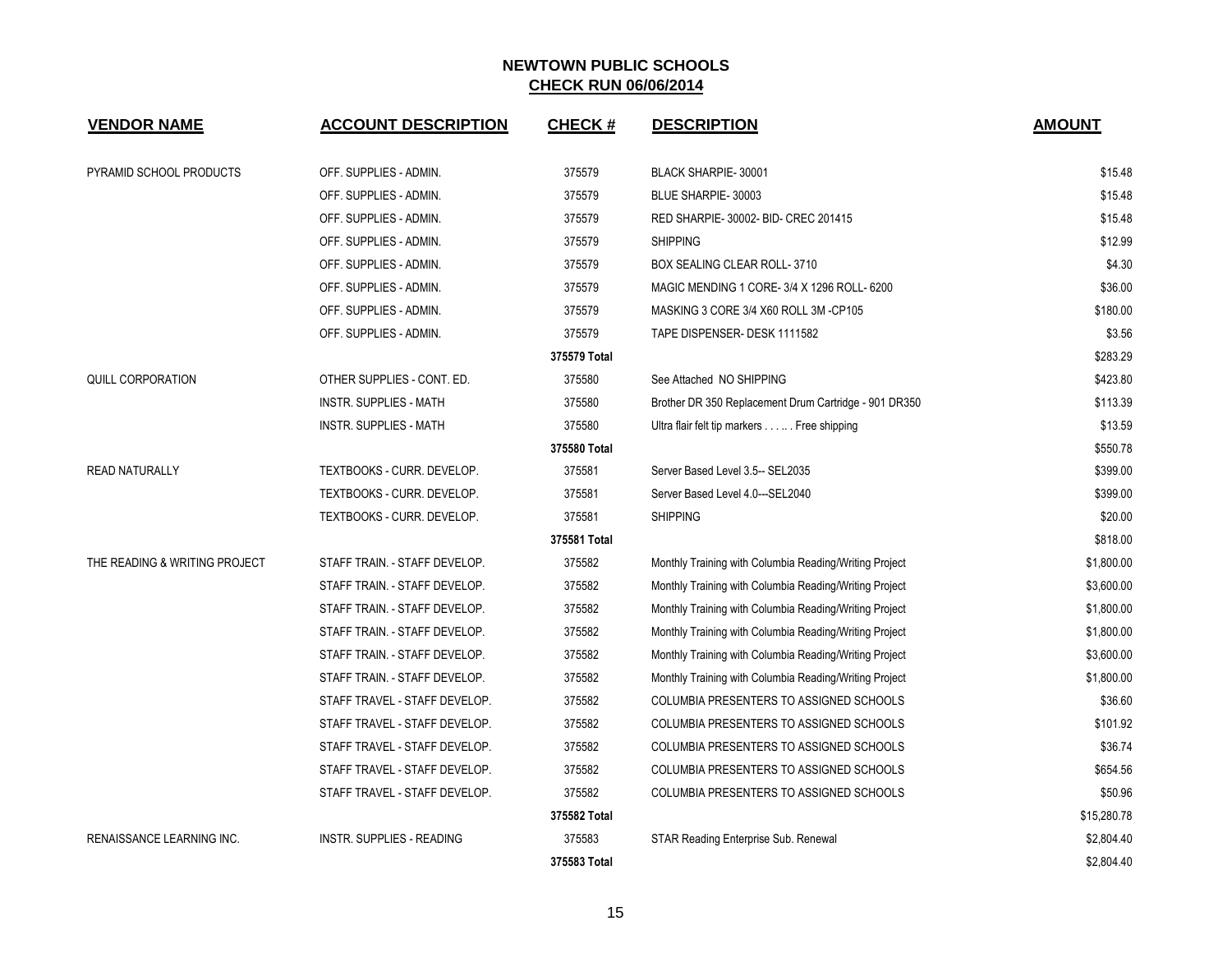# NEWTOWN PUBLIC SCHOOLS

## CHECK RUN 06/06/2014

| VENDOR NAME | ACCOUNT DESCRIPTION | CHECK # | DESCRIPTION | AMOUNT |
|---|---|---|---|---|
| PYRAMID SCHOOL PRODUCTS | OFF. SUPPLIES - ADMIN. | 375579 | BLACK SHARPIE- 30001 | $15.48 |
| | OFF. SUPPLIES - ADMIN. | 375579 | BLUE SHARPIE- 30003 | $15.48 |
| | OFF. SUPPLIES - ADMIN. | 375579 | RED SHARPIE- 30002- BID- CREC 201415 | $15.48 |
| | OFF. SUPPLIES - ADMIN. | 375579 | SHIPPING | $12.99 |
| | OFF. SUPPLIES - ADMIN. | 375579 | BOX SEALING CLEAR ROLL- 3710 | $4.30 |
| | OFF. SUPPLIES - ADMIN. | 375579 | MAGIC MENDING 1 CORE- 3/4 X 1296 ROLL- 6200 | $36.00 |
| | OFF. SUPPLIES - ADMIN. | 375579 | MASKING 3 CORE 3/4 X60 ROLL 3M -CP105 | $180.00 |
| | OFF. SUPPLIES - ADMIN. | 375579 | TAPE DISPENSER- DESK 1111582 | $3.56 |
| | | **375579 Total** | | $283.29 |
| QUILL CORPORATION | OTHER SUPPLIES - CONT. ED. | 375580 | See Attached NO SHIPPING | $423.80 |
| | INSTR. SUPPLIES - MATH | 375580 | Brother DR 350 Replacement Drum Cartridge - 901 DR350 | $113.39 |
| | INSTR. SUPPLIES - MATH | 375580 | Ultra flair felt tip markers . . . .. . Free shipping | $13.59 |
| | | **375580 Total** | | $550.78 |
| READ NATURALLY | TEXTBOOKS - CURR. DEVELOP. | 375581 | Server Based Level 3.5-- SEL2035 | $399.00 |
| | TEXTBOOKS - CURR. DEVELOP. | 375581 | Server Based Level 4.0---SEL2040 | $399.00 |
| | TEXTBOOKS - CURR. DEVELOP. | 375581 | SHIPPING | $20.00 |
| | | **375581 Total** | | $818.00 |
| THE READING & WRITING PROJECT | STAFF TRAIN. - STAFF DEVELOP. | 375582 | Monthly Training with Columbia Reading/Writing Project | $1,800.00 |
| | STAFF TRAIN. - STAFF DEVELOP. | 375582 | Monthly Training with Columbia Reading/Writing Project | $3,600.00 |
| | STAFF TRAIN. - STAFF DEVELOP. | 375582 | Monthly Training with Columbia Reading/Writing Project | $1,800.00 |
| | STAFF TRAIN. - STAFF DEVELOP. | 375582 | Monthly Training with Columbia Reading/Writing Project | $1,800.00 |
| | STAFF TRAIN. - STAFF DEVELOP. | 375582 | Monthly Training with Columbia Reading/Writing Project | $3,600.00 |
| | STAFF TRAIN. - STAFF DEVELOP. | 375582 | Monthly Training with Columbia Reading/Writing Project | $1,800.00 |
| | STAFF TRAVEL - STAFF DEVELOP. | 375582 | COLUMBIA PRESENTERS TO ASSIGNED SCHOOLS | $36.60 |
| | STAFF TRAVEL - STAFF DEVELOP. | 375582 | COLUMBIA PRESENTERS TO ASSIGNED SCHOOLS | $101.92 |
| | STAFF TRAVEL - STAFF DEVELOP. | 375582 | COLUMBIA PRESENTERS TO ASSIGNED SCHOOLS | $36.74 |
| | STAFF TRAVEL - STAFF DEVELOP. | 375582 | COLUMBIA PRESENTERS TO ASSIGNED SCHOOLS | $654.56 |
| | STAFF TRAVEL - STAFF DEVELOP. | 375582 | COLUMBIA PRESENTERS TO ASSIGNED SCHOOLS | $50.96 |
| | | **375582 Total** | | $15,280.78 |
| RENAISSANCE LEARNING INC. | INSTR. SUPPLIES - READING | 375583 | STAR Reading Enterprise Sub. Renewal | $2,804.40 |
| | | **375583 Total** | | $2,804.40 |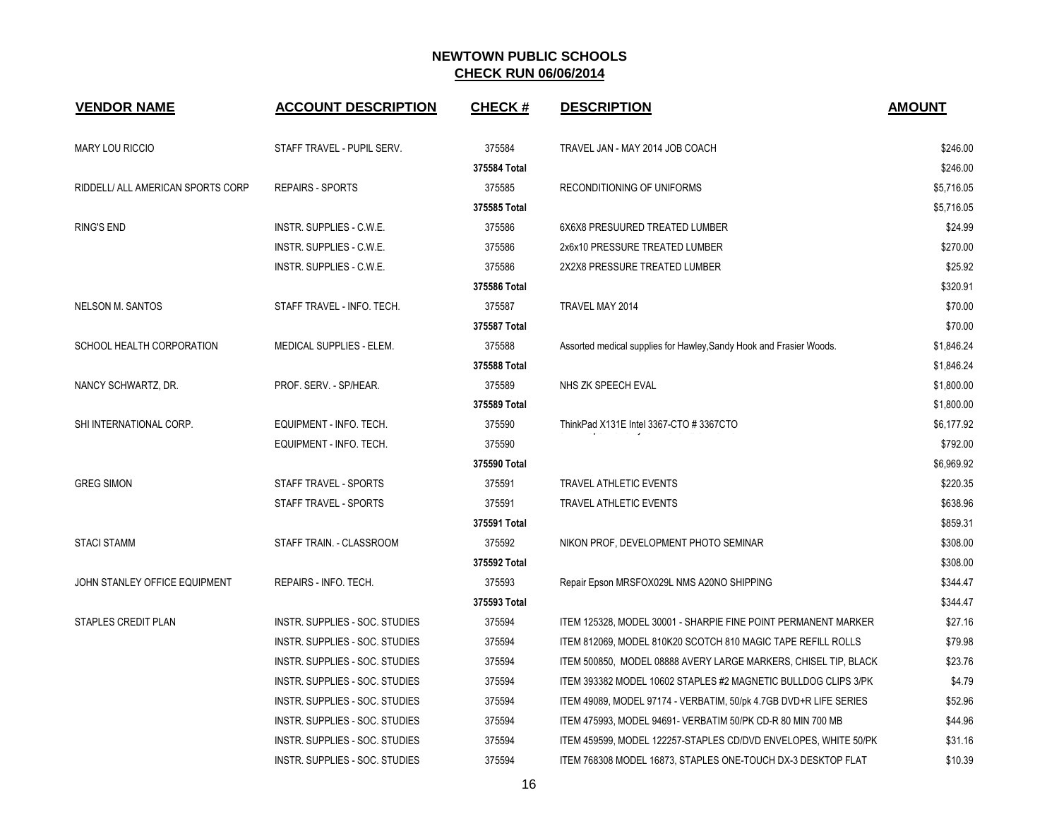# NEWTOWN PUBLIC SCHOOLS

## CHECK RUN 06/06/2014

| VENDOR NAME | ACCOUNT DESCRIPTION | CHECK # | DESCRIPTION | AMOUNT |
|---|---|---|---|---|
| MARY LOU RICCIO | STAFF TRAVEL - PUPIL SERV. | 375584 | TRAVEL JAN - MAY 2014 JOB COACH | $246.00 |
| | | 375584 Total | | $246.00 |
| RIDDELL/ ALL AMERICAN SPORTS CORP | REPAIRS - SPORTS | 375585 | RECONDITIONING OF UNIFORMS | $5,716.05 |
| | | 375585 Total | | $5,716.05 |
| RING'S END | INSTR. SUPPLIES - C.W.E. | 375586 | 6X6X8 PRESUURED TREATED LUMBER | $24.99 |
| | INSTR. SUPPLIES - C.W.E. | 375586 | 2x6x10 PRESSURE TREATED LUMBER | $270.00 |
| | INSTR. SUPPLIES - C.W.E. | 375586 | 2X2X8 PRESSURE TREATED LUMBER | $25.92 |
| | | 375586 Total | | $320.91 |
| NELSON M. SANTOS | STAFF TRAVEL - INFO. TECH. | 375587 | TRAVEL MAY 2014 | $70.00 |
| | | 375587 Total | | $70.00 |
| SCHOOL HEALTH CORPORATION | MEDICAL SUPPLIES - ELEM. | 375588 | Assorted medical supplies for Hawley,Sandy Hook and Frasier Woods. | $1,846.24 |
| | | 375588 Total | | $1,846.24 |
| NANCY SCHWARTZ, DR. | PROF. SERV. - SP/HEAR. | 375589 | NHS ZK SPEECH EVAL | $1,800.00 |
| | | 375589 Total | | $1,800.00 |
| SHI INTERNATIONAL CORP. | EQUIPMENT - INFO. TECH. | 375590 | ThinkPad X131E Intel 3367-CTO # 3367CTO | $6,177.92 |
| | EQUIPMENT - INFO. TECH. | 375590 | | $792.00 |
| | | 375590 Total | | $6,969.92 |
| GREG SIMON | STAFF TRAVEL - SPORTS | 375591 | TRAVEL ATHLETIC EVENTS | $220.35 |
| | STAFF TRAVEL - SPORTS | 375591 | TRAVEL ATHLETIC EVENTS | $638.96 |
| | | 375591 Total | | $859.31 |
| STACI STAMM | STAFF TRAIN. - CLASSROOM | 375592 | NIKON PROF, DEVELOPMENT PHOTO SEMINAR | $308.00 |
| | | 375592 Total | | $308.00 |
| JOHN STANLEY OFFICE EQUIPMENT | REPAIRS - INFO. TECH. | 375593 | Repair Epson MRSFOX029L NMS A20NO SHIPPING | $344.47 |
| | | 375593 Total | | $344.47 |
| STAPLES CREDIT PLAN | INSTR. SUPPLIES - SOC. STUDIES | 375594 | ITEM 125328, MODEL 30001 - SHARPIE FINE POINT PERMANENT MARKER | $27.16 |
| | INSTR. SUPPLIES - SOC. STUDIES | 375594 | ITEM 812069, MODEL 810K20 SCOTCH 810 MAGIC TAPE REFILL ROLLS | $79.98 |
| | INSTR. SUPPLIES - SOC. STUDIES | 375594 | ITEM 500850, MODEL 08888 AVERY LARGE MARKERS, CHISEL TIP, BLACK | $23.76 |
| | INSTR. SUPPLIES - SOC. STUDIES | 375594 | ITEM 393382 MODEL 10602 STAPLES #2 MAGNETIC BULLDOG CLIPS 3/PK | $4.79 |
| | INSTR. SUPPLIES - SOC. STUDIES | 375594 | ITEM 49089, MODEL 97174 - VERBATIM, 50/pk 4.7GB DVD+R LIFE SERIES | $52.96 |
| | INSTR. SUPPLIES - SOC. STUDIES | 375594 | ITEM 475993, MODEL 94691- VERBATIM 50/PK CD-R 80 MIN 700 MB | $44.96 |
| | INSTR. SUPPLIES - SOC. STUDIES | 375594 | ITEM 459599, MODEL 122257-STAPLES CD/DVD ENVELOPES, WHITE 50/PK | $31.16 |
| | INSTR. SUPPLIES - SOC. STUDIES | 375594 | ITEM 768308 MODEL 16873, STAPLES ONE-TOUCH DX-3 DESKTOP FLAT | $10.39 |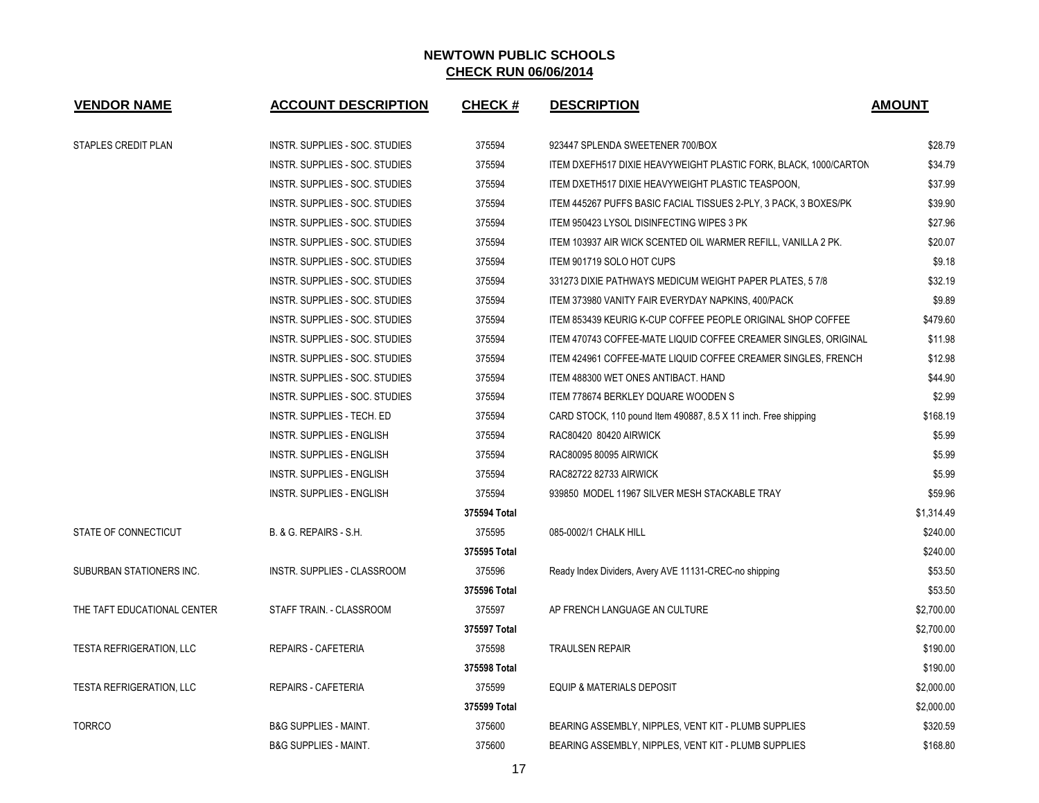# NEWTOWN PUBLIC SCHOOLS

## CHECK RUN 06/06/2014

| VENDOR NAME | ACCOUNT DESCRIPTION | CHECK # | DESCRIPTION | AMOUNT |
|---|---|---|---|---|
| STAPLES CREDIT PLAN | INSTR. SUPPLIES - SOC. STUDIES | 375594 | 923447 SPLENDA SWEETENER 700/BOX | $28.79 |
| | INSTR. SUPPLIES - SOC. STUDIES | 375594 | ITEM DXEFH517 DIXIE HEAVYWEIGHT PLASTIC FORK, BLACK, 1000/CARTON | $34.79 |
| | INSTR. SUPPLIES - SOC. STUDIES | 375594 | ITEM DXETH517 DIXIE HEAVYWEIGHT PLASTIC TEASPOON, | $37.99 |
| | INSTR. SUPPLIES - SOC. STUDIES | 375594 | ITEM 445267 PUFFS BASIC FACIAL TISSUES 2-PLY, 3 PACK, 3 BOXES/PK | $39.90 |
| | INSTR. SUPPLIES - SOC. STUDIES | 375594 | ITEM 950423 LYSOL DISINFECTING WIPES 3 PK | $27.96 |
| | INSTR. SUPPLIES - SOC. STUDIES | 375594 | ITEM 103937 AIR WICK SCENTED OIL WARMER REFILL, VANILLA 2 PK. | $20.07 |
| | INSTR. SUPPLIES - SOC. STUDIES | 375594 | ITEM 901719 SOLO HOT CUPS | $9.18 |
| | INSTR. SUPPLIES - SOC. STUDIES | 375594 | 331273 DIXIE PATHWAYS MEDICUM WEIGHT PAPER PLATES, 5 7/8 | $32.19 |
| | INSTR. SUPPLIES - SOC. STUDIES | 375594 | ITEM 373980 VANITY FAIR EVERYDAY NAPKINS, 400/PACK | $9.89 |
| | INSTR. SUPPLIES - SOC. STUDIES | 375594 | ITEM 853439 KEURIG K-CUP COFFEE PEOPLE ORIGINAL SHOP COFFEE | $479.60 |
| | INSTR. SUPPLIES - SOC. STUDIES | 375594 | ITEM 470743 COFFEE-MATE LIQUID COFFEE CREAMER SINGLES, ORIGINAL | $11.98 |
| | INSTR. SUPPLIES - SOC. STUDIES | 375594 | ITEM 424961 COFFEE-MATE LIQUID COFFEE CREAMER SINGLES, FRENCH | $12.98 |
| | INSTR. SUPPLIES - SOC. STUDIES | 375594 | ITEM 488300 WET ONES ANTIBACT. HAND | $44.90 |
| | INSTR. SUPPLIES - SOC. STUDIES | 375594 | ITEM 778674 BERKLEY DQUARE WOODEN S | $2.99 |
| | INSTR. SUPPLIES - TECH. ED | 375594 | CARD STOCK, 110 pound Item 490887, 8.5 X 11 inch. Free shipping | $168.19 |
| | INSTR. SUPPLIES - ENGLISH | 375594 | RAC80420 80420 AIRWICK | $5.99 |
| | INSTR. SUPPLIES - ENGLISH | 375594 | RAC80095 80095 AIRWICK | $5.99 |
| | INSTR. SUPPLIES - ENGLISH | 375594 | RAC82722 82733 AIRWICK | $5.99 |
| | INSTR. SUPPLIES - ENGLISH | 375594 | 939850 MODEL 11967 SILVER MESH STACKABLE TRAY | $59.96 |
| | | **375594 Total** | | $1,314.49 |
| STATE OF CONNECTICUT | B. & G. REPAIRS - S.H. | 375595 | 085-0002/1 CHALK HILL | $240.00 |
| | | **375595 Total** | | $240.00 |
| SUBURBAN STATIONERS INC. | INSTR. SUPPLIES - CLASSROOM | 375596 | Ready Index Dividers, Avery AVE 11131-CREC-no shipping | $53.50 |
| | | **375596 Total** | | $53.50 |
| THE TAFT EDUCATIONAL CENTER | STAFF TRAIN. - CLASSROOM | 375597 | AP FRENCH LANGUAGE AN CULTURE | $2,700.00 |
| | | **375597 Total** | | $2,700.00 |
| TESTA REFRIGERATION, LLC | REPAIRS - CAFETERIA | 375598 | TRAULSEN REPAIR | $190.00 |
| | | **375598 Total** | | $190.00 |
| TESTA REFRIGERATION, LLC | REPAIRS - CAFETERIA | 375599 | EQUIP & MATERIALS DEPOSIT | $2,000.00 |
| | | **375599 Total** | | $2,000.00 |
| TORRCO | B&G SUPPLIES - MAINT. | 375600 | BEARING ASSEMBLY, NIPPLES, VENT KIT - PLUMB SUPPLIES | $320.59 |
| | B&G SUPPLIES - MAINT. | 375600 | BEARING ASSEMBLY, NIPPLES, VENT KIT - PLUMB SUPPLIES | $168.80 |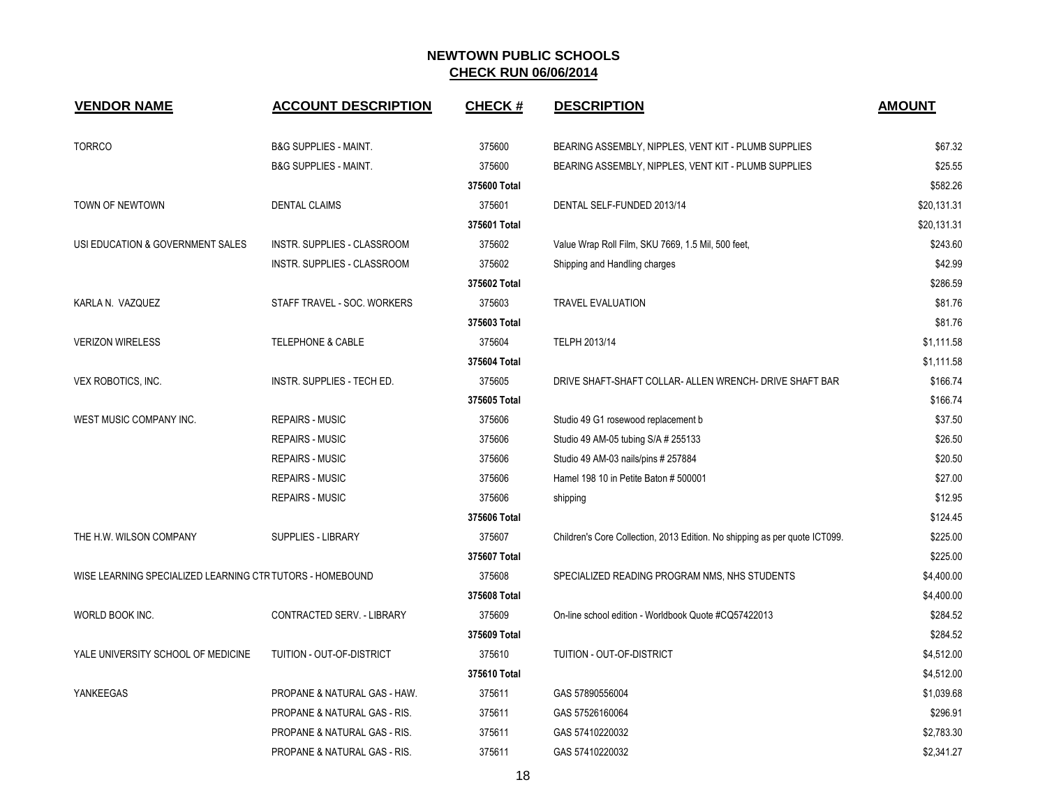# NEWTOWN PUBLIC SCHOOLS
## CHECK RUN 06/06/2014

| VENDOR NAME | ACCOUNT DESCRIPTION | CHECK # | DESCRIPTION | AMOUNT |
|---|---|---|---|---|
| TORRCO | B&G SUPPLIES - MAINT. | 375600 | BEARING ASSEMBLY, NIPPLES, VENT KIT - PLUMB SUPPLIES | $67.32 |
| | B&G SUPPLIES - MAINT. | 375600 | BEARING ASSEMBLY, NIPPLES, VENT KIT - PLUMB SUPPLIES | $25.55 |
| | | **375600 Total** | | $582.26 |
| TOWN OF NEWTOWN | DENTAL CLAIMS | 375601 | DENTAL SELF-FUNDED 2013/14 | $20,131.31 |
| | | **375601 Total** | | $20,131.31 |
| USI EDUCATION & GOVERNMENT SALES | INSTR. SUPPLIES - CLASSROOM | 375602 | Value Wrap Roll Film, SKU 7669, 1.5 Mil, 500 feet, | $243.60 |
| | INSTR. SUPPLIES - CLASSROOM | 375602 | Shipping and Handling charges | $42.99 |
| | | **375602 Total** | | $286.59 |
| KARLA N. VAZQUEZ | STAFF TRAVEL - SOC. WORKERS | 375603 | TRAVEL EVALUATION | $81.76 |
| | | **375603 Total** | | $81.76 |
| VERIZON WIRELESS | TELEPHONE & CABLE | 375604 | TELPH 2013/14 | $1,111.58 |
| | | **375604 Total** | | $1,111.58 |
| VEX ROBOTICS, INC. | INSTR. SUPPLIES - TECH ED. | 375605 | DRIVE SHAFT-SHAFT COLLAR- ALLEN WRENCH- DRIVE SHAFT BAR | $166.74 |
| | | **375605 Total** | | $166.74 |
| WEST MUSIC COMPANY INC. | REPAIRS - MUSIC | 375606 | Studio 49 G1 rosewood replacement b | $37.50 |
| | REPAIRS - MUSIC | 375606 | Studio 49 AM-05 tubing S/A # 255133 | $26.50 |
| | REPAIRS - MUSIC | 375606 | Studio 49 AM-03 nails/pins # 257884 | $20.50 |
| | REPAIRS - MUSIC | 375606 | Hamel 198 10 in Petite Baton # 500001 | $27.00 |
| | REPAIRS - MUSIC | 375606 | shipping | $12.95 |
| | | **375606 Total** | | $124.45 |
| THE H.W. WILSON COMPANY | SUPPLIES - LIBRARY | 375607 | Children's Core Collection, 2013 Edition. No shipping as per quote ICT099. | $225.00 |
| | | **375607 Total** | | $225.00 |
| WISE LEARNING SPECIALIZED LEARNING CTR | TUTORS - HOMEBOUND | 375608 | SPECIALIZED READING PROGRAM NMS, NHS STUDENTS | $4,400.00 |
| | | **375608 Total** | | $4,400.00 |
| WORLD BOOK INC. | CONTRACTED SERV. - LIBRARY | 375609 | On-line school edition - Worldbook Quote #CQ57422013 | $284.52 |
| | | **375609 Total** | | $284.52 |
| YALE UNIVERSITY SCHOOL OF MEDICINE | TUITION - OUT-OF-DISTRICT | 375610 | TUITION - OUT-OF-DISTRICT | $4,512.00 |
| | | **375610 Total** | | $4,512.00 |
| YANKEEGAS | PROPANE & NATURAL GAS - HAW. | 375611 | GAS 57890556004 | $1,039.68 |
| | PROPANE & NATURAL GAS - RIS. | 375611 | GAS 57526160064 | $296.91 |
| | PROPANE & NATURAL GAS - RIS. | 375611 | GAS 57410220032 | $2,783.30 |
| | PROPANE & NATURAL GAS - RIS. | 375611 | GAS 57410220032 | $2,341.27 |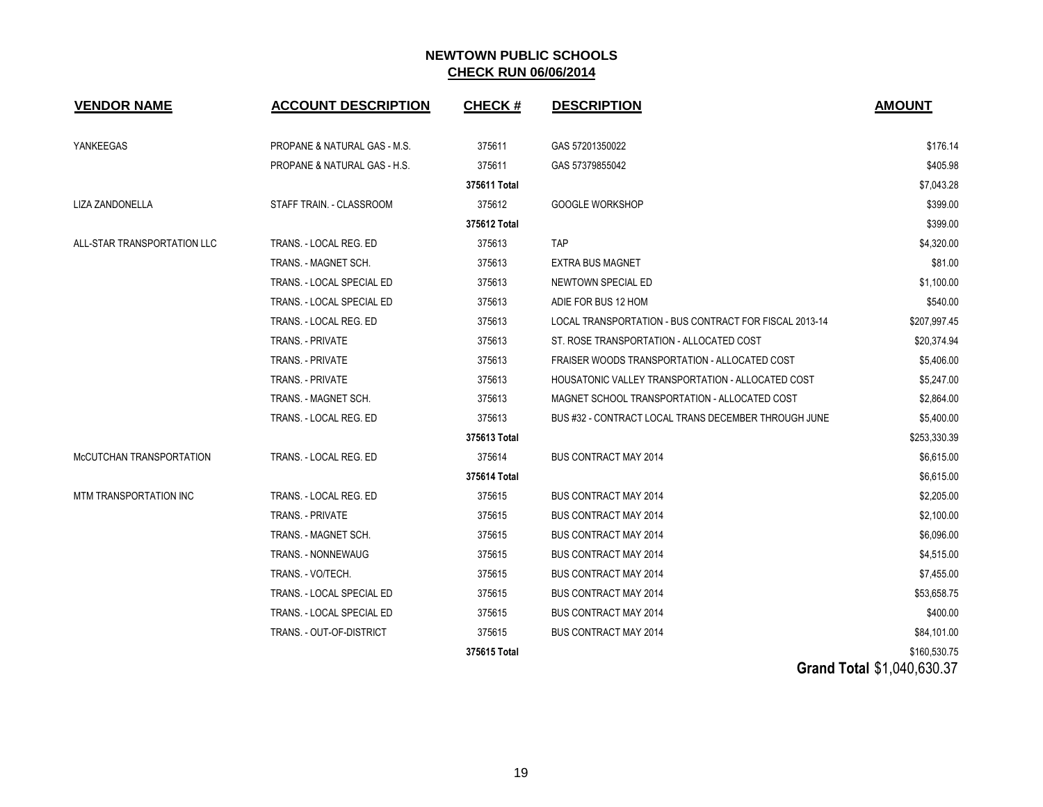## NEWTOWN PUBLIC SCHOOLS
## CHECK RUN 06/06/2014

| VENDOR NAME | ACCOUNT DESCRIPTION | CHECK # | DESCRIPTION | AMOUNT |
|---|---|---|---|---|
| YANKEEGAS | PROPANE & NATURAL GAS - M.S. | 375611 | GAS 57201350022 | $176.14 |
| | PROPANE & NATURAL GAS - H.S. | 375611 | GAS 57379855042 | $405.98 |
| | | **375611 Total** | | $7,043.28 |
| LIZA ZANDONELLA | STAFF TRAIN. - CLASSROOM | 375612 | GOOGLE WORKSHOP | $399.00 |
| | | **375612 Total** | | $399.00 |
| ALL-STAR TRANSPORTATION LLC | TRANS. - LOCAL REG. ED | 375613 | TAP | $4,320.00 |
| | TRANS. - MAGNET SCH. | 375613 | EXTRA BUS MAGNET | $81.00 |
| | TRANS. - LOCAL SPECIAL ED | 375613 | NEWTOWN SPECIAL ED | $1,100.00 |
| | TRANS. - LOCAL SPECIAL ED | 375613 | ADIE FOR BUS 12 HOM | $540.00 |
| | TRANS. - LOCAL REG. ED | 375613 | LOCAL TRANSPORTATION - BUS CONTRACT FOR FISCAL 2013-14 | $207,997.45 |
| | TRANS. - PRIVATE | 375613 | ST. ROSE TRANSPORTATION - ALLOCATED COST | $20,374.94 |
| | TRANS. - PRIVATE | 375613 | FRAISER WOODS TRANSPORTATION - ALLOCATED COST | $5,406.00 |
| | TRANS. - PRIVATE | 375613 | HOUSATONIC VALLEY TRANSPORTATION - ALLOCATED COST | $5,247.00 |
| | TRANS. - MAGNET SCH. | 375613 | MAGNET SCHOOL TRANSPORTATION - ALLOCATED COST | $2,864.00 |
| | TRANS. - LOCAL REG. ED | 375613 | BUS #32 - CONTRACT LOCAL TRANS DECEMBER THROUGH JUNE | $5,400.00 |
| | | **375613 Total** | | $253,330.39 |
| McCUTCHAN TRANSPORTATION | TRANS. - LOCAL REG. ED | 375614 | BUS CONTRACT MAY 2014 | $6,615.00 |
| | | **375614 Total** | | $6,615.00 |
| MTM TRANSPORTATION INC | TRANS. - LOCAL REG. ED | 375615 | BUS CONTRACT MAY 2014 | $2,205.00 |
| | TRANS. - PRIVATE | 375615 | BUS CONTRACT MAY 2014 | $2,100.00 |
| | TRANS. - MAGNET SCH. | 375615 | BUS CONTRACT MAY 2014 | $6,096.00 |
| | TRANS. - NONNEWAUG | 375615 | BUS CONTRACT MAY 2014 | $4,515.00 |
| | TRANS. - VO/TECH. | 375615 | BUS CONTRACT MAY 2014 | $7,455.00 |
| | TRANS. - LOCAL SPECIAL ED | 375615 | BUS CONTRACT MAY 2014 | $53,658.75 |
| | TRANS. - LOCAL SPECIAL ED | 375615 | BUS CONTRACT MAY 2014 | $400.00 |
| | TRANS. - OUT-OF-DISTRICT | 375615 | BUS CONTRACT MAY 2014 | $84,101.00 |
| | | **375615 Total** | | $160,530.75 |
| | | | **Grand Total** | $1,040,630.37 |